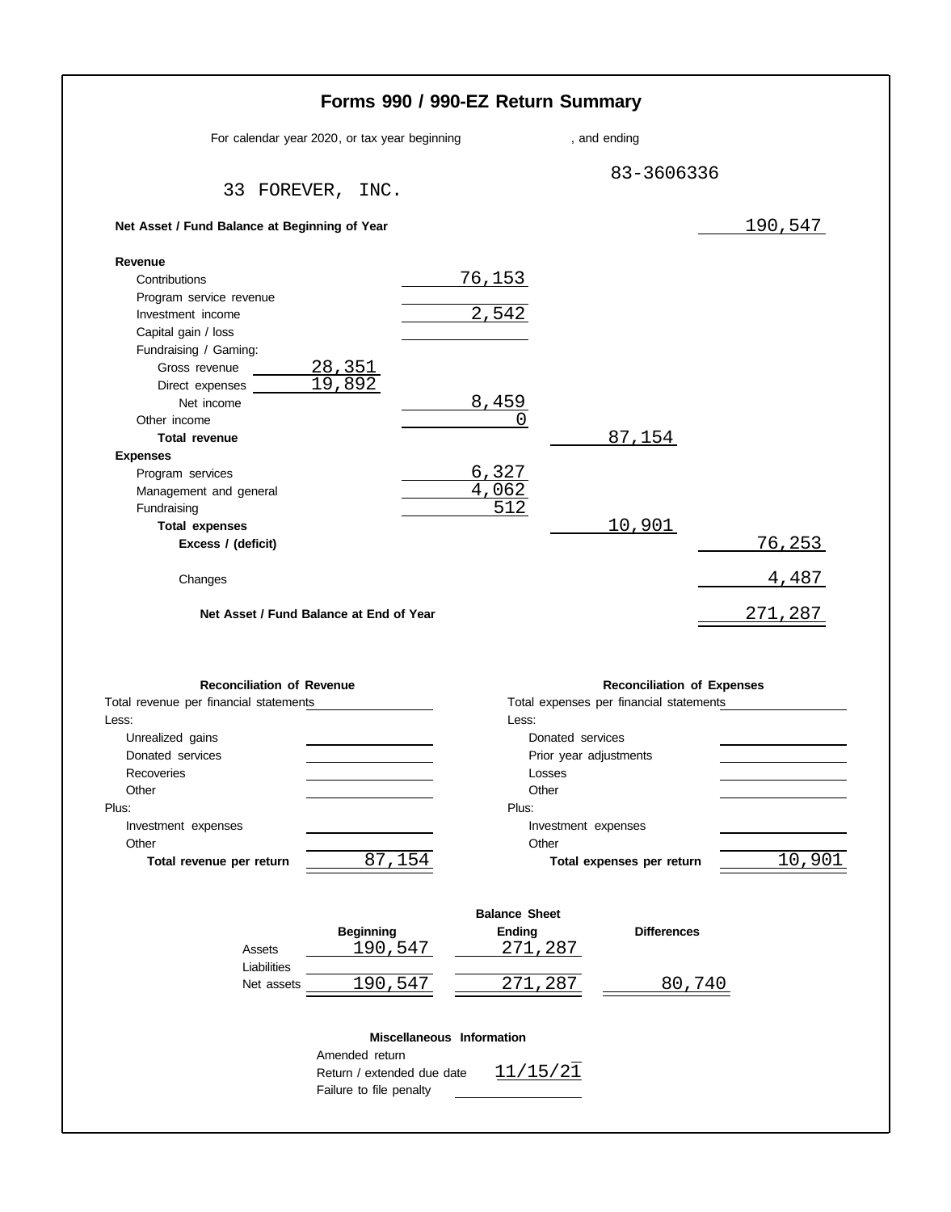# Forms 990 / 990-EZ Return Summary

For calendar year 2020, or tax year beginning , and ending

33 FOREVER, INC.

83-3606336

| | | | | |
|---|---|---|---|---|
| **Net Asset / Fund Balance at Beginning of Year** | | | | 190,547 |
| **Revenue** | | | | |
| Contributions | | 76,153 | | |
| Program service revenue | | | | |
| Investment income | | 2,542 | | |
| Capital gain / loss | | | | |
| Fundraising / Gaming: | | | | |
| Gross revenue | 28,351 | | | |
| Direct expenses | 19,892 | | | |
| Net income | | 8,459 | | |
| Other income | | 0 | | |
| **Total revenue** | | | 87,154 | |
| **Expenses** | | | | |
| Program services | | 6,327 | | |
| Management and general | | 4,062 | | |
| Fundraising | | 512 | | |
| **Total expenses** | | | 10,901 | |
| **Excess / (deficit)** | | | | 76,253 |
| Changes | | | | 4,487 |
| **Net Asset / Fund Balance at End of Year** | | | | 271,287 |

### Reconciliation of Revenue

| | |
|---|---|
| Total revenue per financial statements | |
| Less: | |
| Unrealized gains | |
| Donated services | |
| Recoveries | |
| Other | |
| Plus: | |
| Investment expenses | |
| Other | |
| **Total revenue per return** | 87,154 |

### Reconciliation of Expenses

| | |
|---|---|
| Total expenses per financial statements | |
| Less: | |
| Donated services | |
| Prior year adjustments | |
| Losses | |
| Other | |
| Plus: | |
| Investment expenses | |
| Other | |
| **Total expenses per return** | 10,901 |

### Balance Sheet

| | Beginning | Ending | Differences |
|---|---|---|---|
| Assets | 190,547 | 271,287 | |
| Liabilities | | | |
| Net assets | 190,547 | 271,287 | 80,740 |

### Miscellaneous Information

| | |
|---|---|
| Amended return | |
| Return / extended due date | 11/15/21 |
| Failure to file penalty | |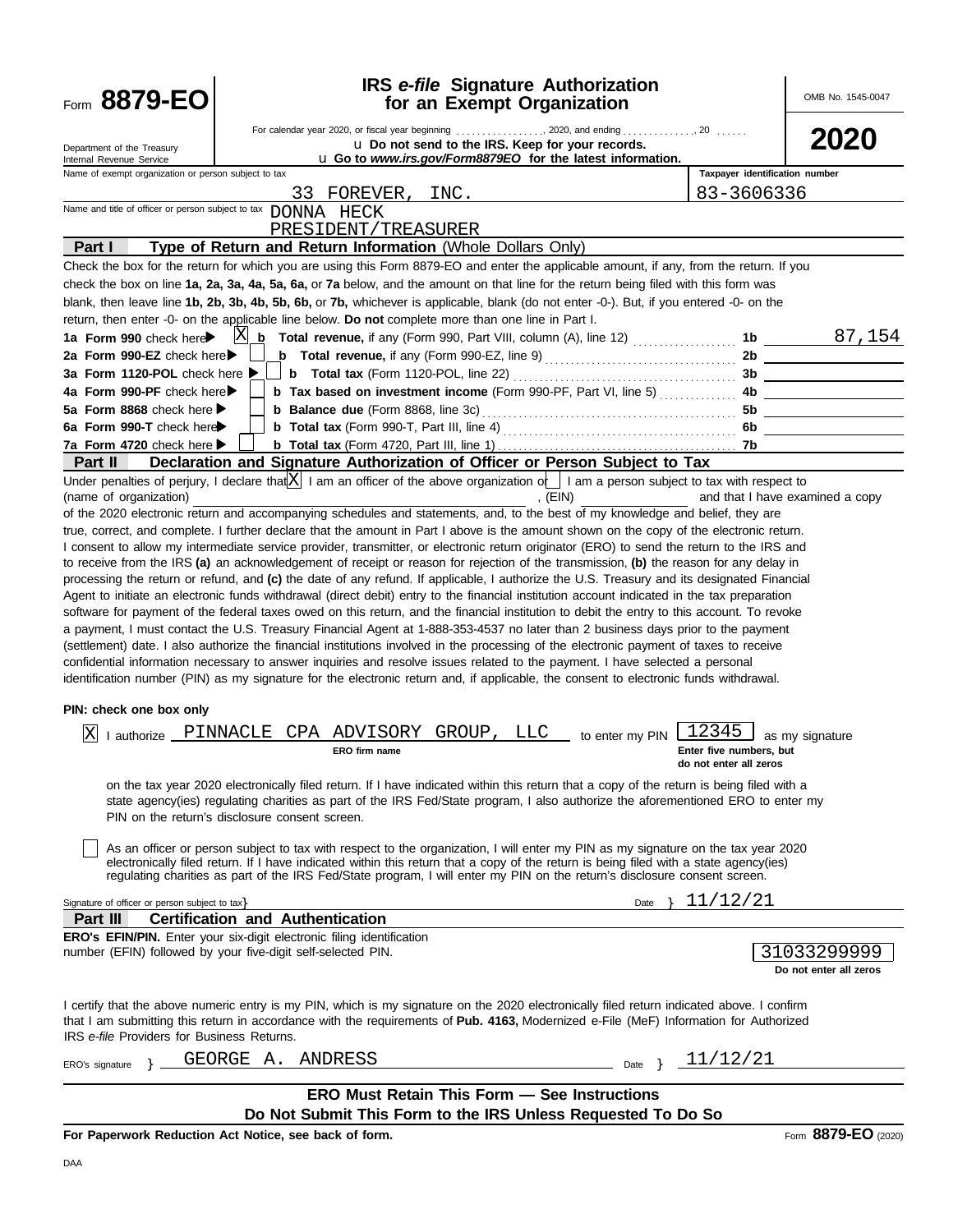Form **8879-EO**

Department of the Treasury
Internal Revenue Service

# IRS *e-file* Signature Authorization for an Exempt Organization

For calendar year 2020, or fiscal year beginning .................., 2020, and ending ..............., 20 ......

u Do not send to the IRS. Keep for your records.

u Go to *www.irs.gov/Form8879EO* for the latest information.

OMB No. 1545-0047

**2020**

Name of exempt organization or person subject to tax: 33 FOREVER, INC.

Taxpayer identification number: 83-3606336

Name and title of officer or person subject to tax: DONNA HECK
PRESIDENT/TREASURER

## Part I — Type of Return and Return Information (Whole Dollars Only)

Check the box for the return for which you are using this Form 8879-EO and enter the applicable amount, if any, from the return. If you check the box on line **1a, 2a, 3a, 4a, 5a, 6a,** or **7a** below, and the amount on that line for the return being filed with this form was blank, then leave line **1b, 2b, 3b, 4b, 5b, 6b,** or **7b,** whichever is applicable, blank (do not enter -0-). But, if you entered -0- on the return, then enter -0- on the applicable line below. **Do not** complete more than one line in Part I.

| | | | |
|---|---|---|---|
| **1a Form 990** check here ▶ [X] | **b Total revenue,** if any (Form 990, Part VIII, column (A), line 12) | **1b** | 87,154 |
| **2a Form 990-EZ** check here ▶ [ ] | **b Total revenue,** if any (Form 990-EZ, line 9) | **2b** | |
| **3a Form 1120-POL** check here ▶ [ ] | **b Total tax** (Form 1120-POL, line 22) | **3b** | |
| **4a Form 990-PF** check here ▶ [ ] | **b Tax based on investment income** (Form 990-PF, Part VI, line 5) | **4b** | |
| **5a Form 8868** check here ▶ [ ] | **b Balance due** (Form 8868, line 3c) | **5b** | |
| **6a Form 990-T** check here ▶ [ ] | **b Total tax** (Form 990-T, Part III, line 4) | **6b** | |
| **7a Form 4720** check here ▶ [ ] | **b Total tax** (Form 4720, Part III, line 1) | **7b** | |

## Part II — Declaration and Signature Authorization of Officer or Person Subject to Tax

Under penalties of perjury, I declare that [X] I am an officer of the above organization or [ ] I am a person subject to tax with respect to (name of organization) ______________________, (EIN) ______________ and that I have examined a copy of the 2020 electronic return and accompanying schedules and statements, and, to the best of my knowledge and belief, they are true, correct, and complete. I further declare that the amount in Part I above is the amount shown on the copy of the electronic return. I consent to allow my intermediate service provider, transmitter, or electronic return originator (ERO) to send the return to the IRS and to receive from the IRS **(a)** an acknowledgement of receipt or reason for rejection of the transmission, **(b)** the reason for any delay in processing the return or refund, and **(c)** the date of any refund. If applicable, I authorize the U.S. Treasury and its designated Financial Agent to initiate an electronic funds withdrawal (direct debit) entry to the financial institution account indicated in the tax preparation software for payment of the federal taxes owed on this return, and the financial institution to debit the entry to this account. To revoke a payment, I must contact the U.S. Treasury Financial Agent at 1-888-353-4537 no later than 2 business days prior to the payment (settlement) date. I also authorize the financial institutions involved in the processing of the electronic payment of taxes to receive confidential information necessary to answer inquiries and resolve issues related to the payment. I have selected a personal identification number (PIN) as my signature for the electronic return and, if applicable, the consent to electronic funds withdrawal.

**PIN: check one box only**

[X] I authorize PINNACLE CPA ADVISORY GROUP, LLC (ERO firm name) to enter my PIN 12345 (Enter five numbers, but do not enter all zeros) as my signature on the tax year 2020 electronically filed return. If I have indicated within this return that a copy of the return is being filed with a state agency(ies) regulating charities as part of the IRS Fed/State program, I also authorize the aforementioned ERO to enter my PIN on the return's disclosure consent screen.

[ ] As an officer or person subject to tax with respect to the organization, I will enter my PIN as my signature on the tax year 2020 electronically filed return. If I have indicated within this return that a copy of the return is being filed with a state agency(ies) regulating charities as part of the IRS Fed/State program, I will enter my PIN on the return's disclosure consent screen.

Signature of officer or person subject to tax } ______________________ Date } 11/12/21

## Part III — Certification and Authentication

**ERO's EFIN/PIN.** Enter your six-digit electronic filing identification number (EFIN) followed by your five-digit self-selected PIN.

31033299999
**Do not enter all zeros**

I certify that the above numeric entry is my PIN, which is my signature on the 2020 electronically filed return indicated above. I confirm that I am submitting this return in accordance with the requirements of **Pub. 4163,** Modernized e-File (MeF) Information for Authorized IRS *e-file* Providers for Business Returns.

ERO's signature } GEORGE A. ANDRESS Date } 11/12/21

**ERO Must Retain This Form — See Instructions**

**Do Not Submit This Form to the IRS Unless Requested To Do So**

**For Paperwork Reduction Act Notice, see back of form.** Form **8879-EO** (2020)

DAA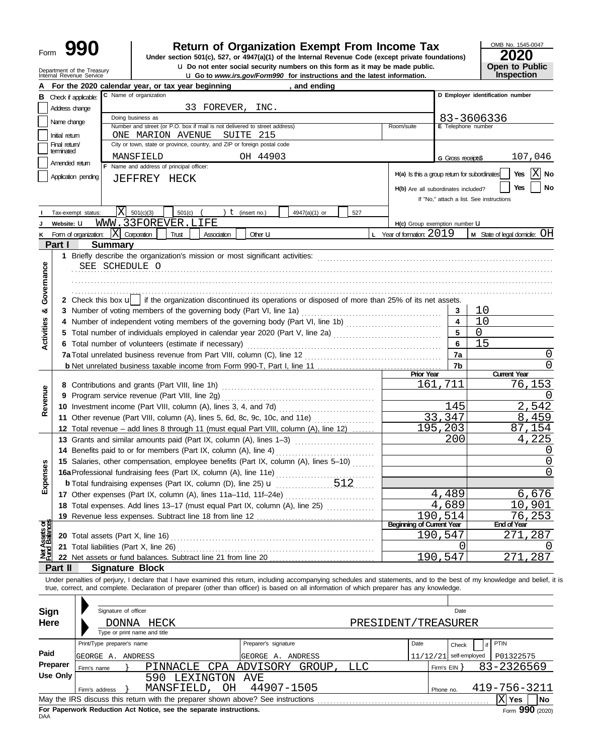Form **990**

# Return of Organization Exempt From Income Tax

Under section 501(c), 527, or 4947(a)(1) of the Internal Revenue Code (except private foundations)

u Do not enter social security numbers on this form as it may be made public.

u Go to *www.irs.gov/Form990* for instructions and the latest information.

OMB No. 1545-0047

**2020**

**Open to Public Inspection**

Department of the Treasury
Internal Revenue Service

**A** For the 2020 calendar year, or tax year beginning , and ending

**B** Check if applicable: Address change; Name change; Initial return; Final return/terminated; Amended return; Application pending

**C** Name of organization: 33 FOREVER, INC.

Doing business as

Number and street (or P.O. box if mail is not delivered to street address): ONE MARION AVENUE SUITE 215 — Room/suite

City or town, state or province, country, and ZIP or foreign postal code: MANSFIELD OH 44903

**D** Employer identification number: 83-3606336

**E** Telephone number

**G** Gross receipts$ 107,046

**F** Name and address of principal officer: JEFFREY HECK

**H(a)** Is this a group return for subordinates? Yes [ ] No [X]

**H(b)** Are all subordinates included? Yes [ ] No [ ]
If "No," attach a list. See instructions

**H(c)** Group exemption number u

**I** Tax-exempt status: [X] 501(c)(3) [ ] 501(c) ( ) t (insert no.) [ ] 4947(a)(1) or [ ] 527

**J** Website: u WWW.33FOREVER.LIFE

**K** Form of organization: [X] Corporation [ ] Trust [ ] Association [ ] Other u

**L** Year of formation: 2019

**M** State of legal domicile: OH

## Part I Summary

**Activities & Governance**

1 Briefly describe the organization's mission or most significant activities:
SEE SCHEDULE O

2 Check this box u [ ] if the organization discontinued its operations or disposed of more than 25% of its net assets.

| | Line | Value |
|---|---|---|
| 3 Number of voting members of the governing body (Part VI, line 1a) | 3 | 10 |
| 4 Number of independent voting members of the governing body (Part VI, line 1b) | 4 | 10 |
| 5 Total number of individuals employed in calendar year 2020 (Part V, line 2a) | 5 | 0 |
| 6 Total number of volunteers (estimate if necessary) | 6 | 15 |
| 7a Total unrelated business revenue from Part VIII, column (C), line 12 | 7a | 0 |
| b Net unrelated business taxable income from Form 990-T, Part I, line 11 | 7b | 0 |

| | | Prior Year | Current Year |
|---|---|---|---|
| **Revenue** | 8 Contributions and grants (Part VIII, line 1h) | 161,711 | 76,153 |
| | 9 Program service revenue (Part VIII, line 2g) | | 0 |
| | 10 Investment income (Part VIII, column (A), lines 3, 4, and 7d) | 145 | 2,542 |
| | 11 Other revenue (Part VIII, column (A), lines 5, 6d, 8c, 9c, 10c, and 11e) | 33,347 | 8,459 |
| | 12 Total revenue – add lines 8 through 11 (must equal Part VIII, column (A), line 12) | 195,203 | 87,154 |
| **Expenses** | 13 Grants and similar amounts paid (Part IX, column (A), lines 1–3) | 200 | 4,225 |
| | 14 Benefits paid to or for members (Part IX, column (A), line 4) | | 0 |
| | 15 Salaries, other compensation, employee benefits (Part IX, column (A), lines 5–10) | | 0 |
| | 16a Professional fundraising fees (Part IX, column (A), line 11e) | | 0 |
| | b Total fundraising expenses (Part IX, column (D), line 25) u 512 | | |
| | 17 Other expenses (Part IX, column (A), lines 11a–11d, 11f–24e) | 4,489 | 6,676 |
| | 18 Total expenses. Add lines 13–17 (must equal Part IX, column (A), line 25) | 4,689 | 10,901 |
| | 19 Revenue less expenses. Subtract line 18 from line 12 | 190,514 | 76,253 |
| | | **Beginning of Current Year** | **End of Year** |
| **Net Assets or Fund Balances** | 20 Total assets (Part X, line 16) | 190,547 | 271,287 |
| | 21 Total liabilities (Part X, line 26) | 0 | 0 |
| | 22 Net assets or fund balances. Subtract line 21 from line 20 | 190,547 | 271,287 |

## Part II Signature Block

Under penalties of perjury, I declare that I have examined this return, including accompanying schedules and statements, and to the best of my knowledge and belief, it is true, correct, and complete. Declaration of preparer (other than officer) is based on all information of which preparer has any knowledge.

**Sign Here**

Signature of officer — Date

DONNA HECK — PRESIDENT/TREASURER
Type or print name and title

**Paid Preparer Use Only**

| Print/Type preparer's name | Preparer's signature | Date | Check [ ] if self-employed | PTIN |
|---|---|---|---|---|
| GEORGE A. ANDRESS | GEORGE A. ANDRESS | 11/12/21 | | P01322575 |

Firm's name } PINNACLE CPA ADVISORY GROUP, LLC — Firm's EIN } 83-2326569

Firm's address } 590 LEXINGTON AVE MANSFIELD, OH 44907-1505 — Phone no. 419-756-3211

May the IRS discuss this return with the preparer shown above? See instructions [X] Yes [ ] No

**For Paperwork Reduction Act Notice, see the separate instructions.**

DAA — Form **990** (2020)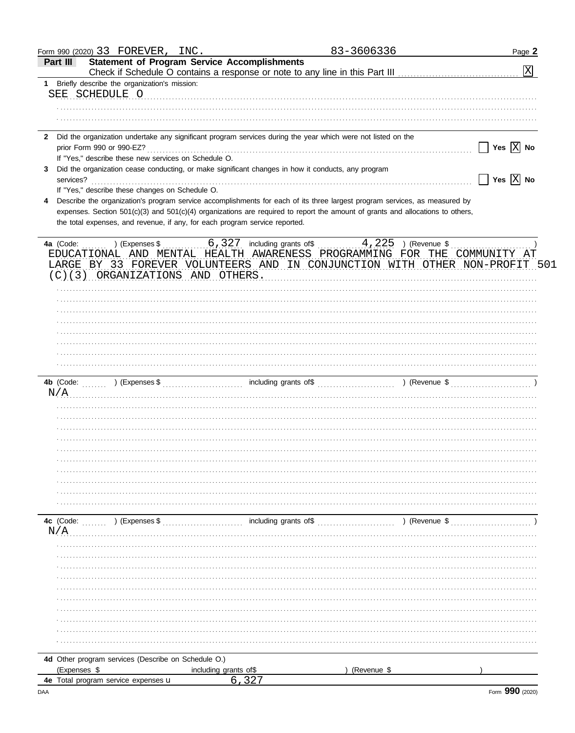Form 990 (2020) 33 FOREVER, INC. 83-3606336 Page 2

**Part III** **Statement of Program Service Accomplishments**

Check if Schedule O contains a response or note to any line in this Part III [X]

**1** Briefly describe the organization's mission:

SEE SCHEDULE O

**2** Did the organization undertake any significant program services during the year which were not listed on the prior Form 990 or 990-EZ? [ ] Yes [X] No

If "Yes," describe these new services on Schedule O.

**3** Did the organization cease conducting, or make significant changes in how it conducts, any program services? [ ] Yes [X] No

If "Yes," describe these changes on Schedule O.

**4** Describe the organization's program service accomplishments for each of its three largest program services, as measured by expenses. Section 501(c)(3) and 501(c)(4) organizations are required to report the amount of grants and allocations to others, the total expenses, and revenue, if any, for each program service reported.

**4a** (Code: ) (Expenses $ 6,327 including grants of$ 4,225 ) (Revenue $ )

EDUCATIONAL AND MENTAL HEALTH AWARENESS PROGRAMMING FOR THE COMMUNITY AT LARGE BY 33 FOREVER VOLUNTEERS AND IN CONJUNCTION WITH OTHER NON-PROFIT 501 (C)(3) ORGANIZATIONS AND OTHERS.

**4b** (Code: ) (Expenses $ including grants of$ ) (Revenue $ )

N/A

**4c** (Code: ) (Expenses $ including grants of$ ) (Revenue $ )

N/A

**4d** Other program services (Describe on Schedule O.)

(Expenses $ including grants of$ ) (Revenue $ )

**4e** Total program service expenses 6,327

DAA Form **990** (2020)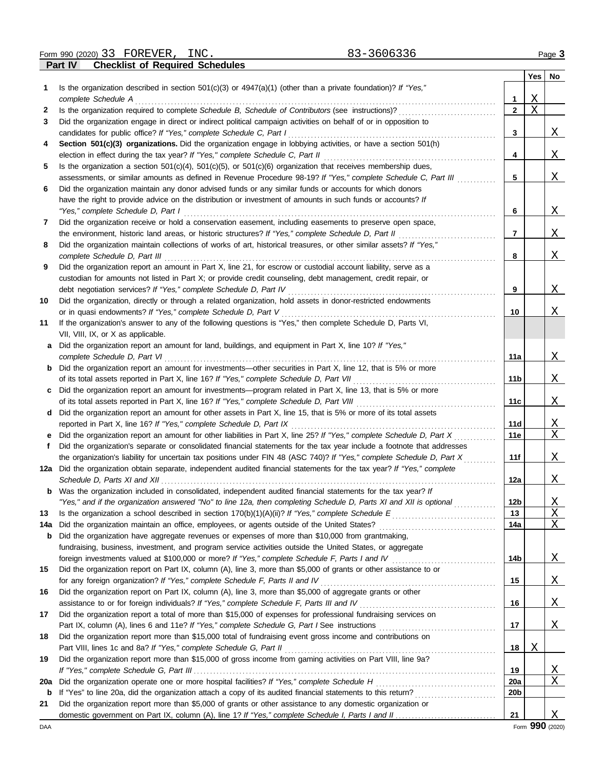Form 990 (2020) 33 FOREVER, INC. 83-3606336

## Part IV Checklist of Required Schedules

| | | | Yes | No |
|---|---|---|---|---|
| 1 | Is the organization described in section 501(c)(3) or 4947(a)(1) (other than a private foundation)? *If "Yes," complete Schedule A* | 1 | X | |
| 2 | Is the organization required to complete *Schedule B, Schedule of Contributors* (see instructions)? | 2 | X | |
| 3 | Did the organization engage in direct or indirect political campaign activities on behalf of or in opposition to candidates for public office? *If "Yes," complete Schedule C, Part I* | 3 | | X |
| 4 | **Section 501(c)(3) organizations.** Did the organization engage in lobbying activities, or have a section 501(h) election in effect during the tax year? *If "Yes," complete Schedule C, Part II* | 4 | | X |
| 5 | Is the organization a section 501(c)(4), 501(c)(5), or 501(c)(6) organization that receives membership dues, assessments, or similar amounts as defined in Revenue Procedure 98-19? *If "Yes," complete Schedule C, Part III* | 5 | | X |
| 6 | Did the organization maintain any donor advised funds or any similar funds or accounts for which donors have the right to provide advice on the distribution or investment of amounts in such funds or accounts? *If "Yes," complete Schedule D, Part I* | 6 | | X |
| 7 | Did the organization receive or hold a conservation easement, including easements to preserve open space, the environment, historic land areas, or historic structures? *If "Yes," complete Schedule D, Part II* | 7 | | X |
| 8 | Did the organization maintain collections of works of art, historical treasures, or other similar assets? *If "Yes," complete Schedule D, Part III* | 8 | | X |
| 9 | Did the organization report an amount in Part X, line 21, for escrow or custodial account liability, serve as a custodian for amounts not listed in Part X; or provide credit counseling, debt management, credit repair, or debt negotiation services? *If "Yes," complete Schedule D, Part IV* | 9 | | X |
| 10 | Did the organization, directly or through a related organization, hold assets in donor-restricted endowments or in quasi endowments? *If "Yes," complete Schedule D, Part V* | 10 | | X |
| 11 | If the organization's answer to any of the following questions is "Yes," then complete Schedule D, Parts VI, VII, VIII, IX, or X as applicable. | | | |
| a | Did the organization report an amount for land, buildings, and equipment in Part X, line 10? *If "Yes," complete Schedule D, Part VI* | 11a | | X |
| b | Did the organization report an amount for investments—other securities in Part X, line 12, that is 5% or more of its total assets reported in Part X, line 16? *If "Yes," complete Schedule D, Part VII* | 11b | | X |
| c | Did the organization report an amount for investments—program related in Part X, line 13, that is 5% or more of its total assets reported in Part X, line 16? *If "Yes," complete Schedule D, Part VIII* | 11c | | X |
| d | Did the organization report an amount for other assets in Part X, line 15, that is 5% or more of its total assets reported in Part X, line 16? *If "Yes," complete Schedule D, Part IX* | 11d | | X |
| e | Did the organization report an amount for other liabilities in Part X, line 25? *If "Yes," complete Schedule D, Part X* | 11e | | X |
| f | Did the organization's separate or consolidated financial statements for the tax year include a footnote that addresses the organization's liability for uncertain tax positions under FIN 48 (ASC 740)? *If "Yes," complete Schedule D, Part X* | 11f | | X |
| 12a | Did the organization obtain separate, independent audited financial statements for the tax year? *If "Yes," complete Schedule D, Parts XI and XII* | 12a | | X |
| b | Was the organization included in consolidated, independent audited financial statements for the tax year? *If "Yes," and if the organization answered "No" to line 12a, then completing Schedule D, Parts XI and XII is optional* | 12b | | X |
| 13 | Is the organization a school described in section 170(b)(1)(A)(ii)? *If "Yes," complete Schedule E* | 13 | | X |
| 14a | Did the organization maintain an office, employees, or agents outside of the United States? | 14a | | X |
| b | Did the organization have aggregate revenues or expenses of more than $10,000 from grantmaking, fundraising, business, investment, and program service activities outside the United States, or aggregate foreign investments valued at $100,000 or more? *If "Yes," complete Schedule F, Parts I and IV* | 14b | | X |
| 15 | Did the organization report on Part IX, column (A), line 3, more than $5,000 of grants or other assistance to or for any foreign organization? *If "Yes," complete Schedule F, Parts II and IV* | 15 | | X |
| 16 | Did the organization report on Part IX, column (A), line 3, more than $5,000 of aggregate grants or other assistance to or for foreign individuals? *If "Yes," complete Schedule F, Parts III and IV* | 16 | | X |
| 17 | Did the organization report a total of more than $15,000 of expenses for professional fundraising services on Part IX, column (A), lines 6 and 11e? *If "Yes," complete Schedule G, Part I* See instructions | 17 | | X |
| 18 | Did the organization report more than $15,000 total of fundraising event gross income and contributions on Part VIII, lines 1c and 8a? *If "Yes," complete Schedule G, Part II* | 18 | X | |
| 19 | Did the organization report more than $15,000 of gross income from gaming activities on Part VIII, line 9a? *If "Yes," complete Schedule G, Part III* | 19 | | X |
| 20a | Did the organization operate one or more hospital facilities? *If "Yes," complete Schedule H* | 20a | | X |
| b | If "Yes" to line 20a, did the organization attach a copy of its audited financial statements to this return? | 20b | | |
| 21 | Did the organization report more than $5,000 of grants or other assistance to any domestic organization or domestic government on Part IX, column (A), line 1? *If "Yes," complete Schedule I, Parts I and II* | 21 | | X |

DAA Form 990 (2020)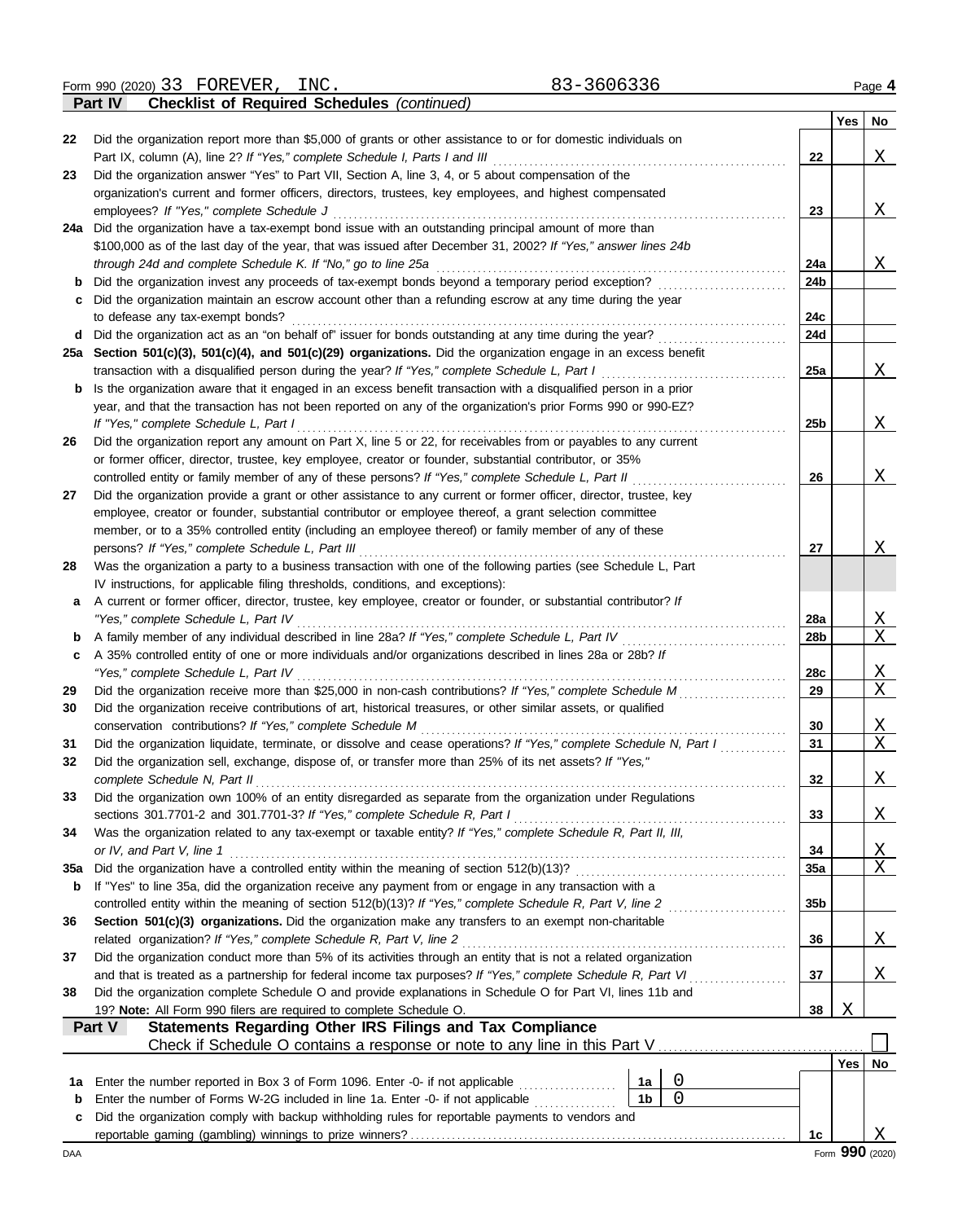Form 990 (2020) 33 FOREVER, INC. 83-3606336

**Part IV — Checklist of Required Schedules** *(continued)*

| | | | Yes | No |
|---|---|---|---|---|
| 22 | Did the organization report more than $5,000 of grants or other assistance to or for domestic individuals on Part IX, column (A), line 2? *If "Yes," complete Schedule I, Parts I and III* | 22 | | X |
| 23 | Did the organization answer "Yes" to Part VII, Section A, line 3, 4, or 5 about compensation of the organization's current and former officers, directors, trustees, key employees, and highest compensated employees? *If "Yes," complete Schedule J* | 23 | | X |
| 24a | Did the organization have a tax-exempt bond issue with an outstanding principal amount of more than $100,000 as of the last day of the year, that was issued after December 31, 2002? *If "Yes," answer lines 24b through 24d and complete Schedule K. If "No," go to line 25a* | 24a | | X |
| b | Did the organization invest any proceeds of tax-exempt bonds beyond a temporary period exception? | 24b | | |
| c | Did the organization maintain an escrow account other than a refunding escrow at any time during the year to defease any tax-exempt bonds? | 24c | | |
| d | Did the organization act as an "on behalf of" issuer for bonds outstanding at any time during the year? | 24d | | |
| 25a | **Section 501(c)(3), 501(c)(4), and 501(c)(29) organizations.** Did the organization engage in an excess benefit transaction with a disqualified person during the year? *If "Yes," complete Schedule L, Part I* | 25a | | X |
| b | Is the organization aware that it engaged in an excess benefit transaction with a disqualified person in a prior year, and that the transaction has not been reported on any of the organization's prior Forms 990 or 990-EZ? *If "Yes," complete Schedule L, Part I* | 25b | | X |
| 26 | Did the organization report any amount on Part X, line 5 or 22, for receivables from or payables to any current or former officer, director, trustee, key employee, creator or founder, substantial contributor, or 35% controlled entity or family member of any of these persons? *If "Yes," complete Schedule L, Part II* | 26 | | X |
| 27 | Did the organization provide a grant or other assistance to any current or former officer, director, trustee, key employee, creator or founder, substantial contributor or employee thereof, a grant selection committee member, or to a 35% controlled entity (including an employee thereof) or family member of any of these persons? *If "Yes," complete Schedule L, Part III* | 27 | | X |
| 28 | Was the organization a party to a business transaction with one of the following parties (see Schedule L, Part IV instructions, for applicable filing thresholds, conditions, and exceptions): | | | |
| a | A current or former officer, director, trustee, key employee, creator or founder, or substantial contributor? *If "Yes," complete Schedule L, Part IV* | 28a | | X |
| b | A family member of any individual described in line 28a? *If "Yes," complete Schedule L, Part IV* | 28b | | X |
| c | A 35% controlled entity of one or more individuals and/or organizations described in lines 28a or 28b? *If "Yes," complete Schedule L, Part IV* | 28c | | X |
| 29 | Did the organization receive more than $25,000 in non-cash contributions? *If "Yes," complete Schedule M* | 29 | | X |
| 30 | Did the organization receive contributions of art, historical treasures, or other similar assets, or qualified conservation contributions? *If "Yes," complete Schedule M* | 30 | | X |
| 31 | Did the organization liquidate, terminate, or dissolve and cease operations? *If "Yes," complete Schedule N, Part I* | 31 | | X |
| 32 | Did the organization sell, exchange, dispose of, or transfer more than 25% of its net assets? *If "Yes," complete Schedule N, Part II* | 32 | | X |
| 33 | Did the organization own 100% of an entity disregarded as separate from the organization under Regulations sections 301.7701-2 and 301.7701-3? *If "Yes," complete Schedule R, Part I* | 33 | | X |
| 34 | Was the organization related to any tax-exempt or taxable entity? *If "Yes," complete Schedule R, Part II, III, or IV, and Part V, line 1* | 34 | | X |
| 35a | Did the organization have a controlled entity within the meaning of section 512(b)(13)? | 35a | | X |
| b | If "Yes" to line 35a, did the organization receive any payment from or engage in any transaction with a controlled entity within the meaning of section 512(b)(13)? *If "Yes," complete Schedule R, Part V, line 2* | 35b | | |
| 36 | **Section 501(c)(3) organizations.** Did the organization make any transfers to an exempt non-charitable related organization? *If "Yes," complete Schedule R, Part V, line 2* | 36 | | X |
| 37 | Did the organization conduct more than 5% of its activities through an entity that is not a related organization and that is treated as a partnership for federal income tax purposes? *If "Yes," complete Schedule R, Part VI* | 37 | | X |
| 38 | Did the organization complete Schedule O and provide explanations in Schedule O for Part VI, lines 11b and 19? **Note:** All Form 990 filers are required to complete Schedule O. | 38 | X | |

**Part V — Statements Regarding Other IRS Filings and Tax Compliance**

Check if Schedule O contains a response or note to any line in this Part V ☐

| | | | | | Yes | No |
|---|---|---|---|---|---|---|
| 1a | Enter the number reported in Box 3 of Form 1096. Enter -0- if not applicable | 1a | 0 | | | |
| b | Enter the number of Forms W-2G included in line 1a. Enter -0- if not applicable | 1b | 0 | | | |
| c | Did the organization comply with backup withholding rules for reportable payments to vendors and reportable gaming (gambling) winnings to prize winners? | | | 1c | | X |

Form **990** (2020)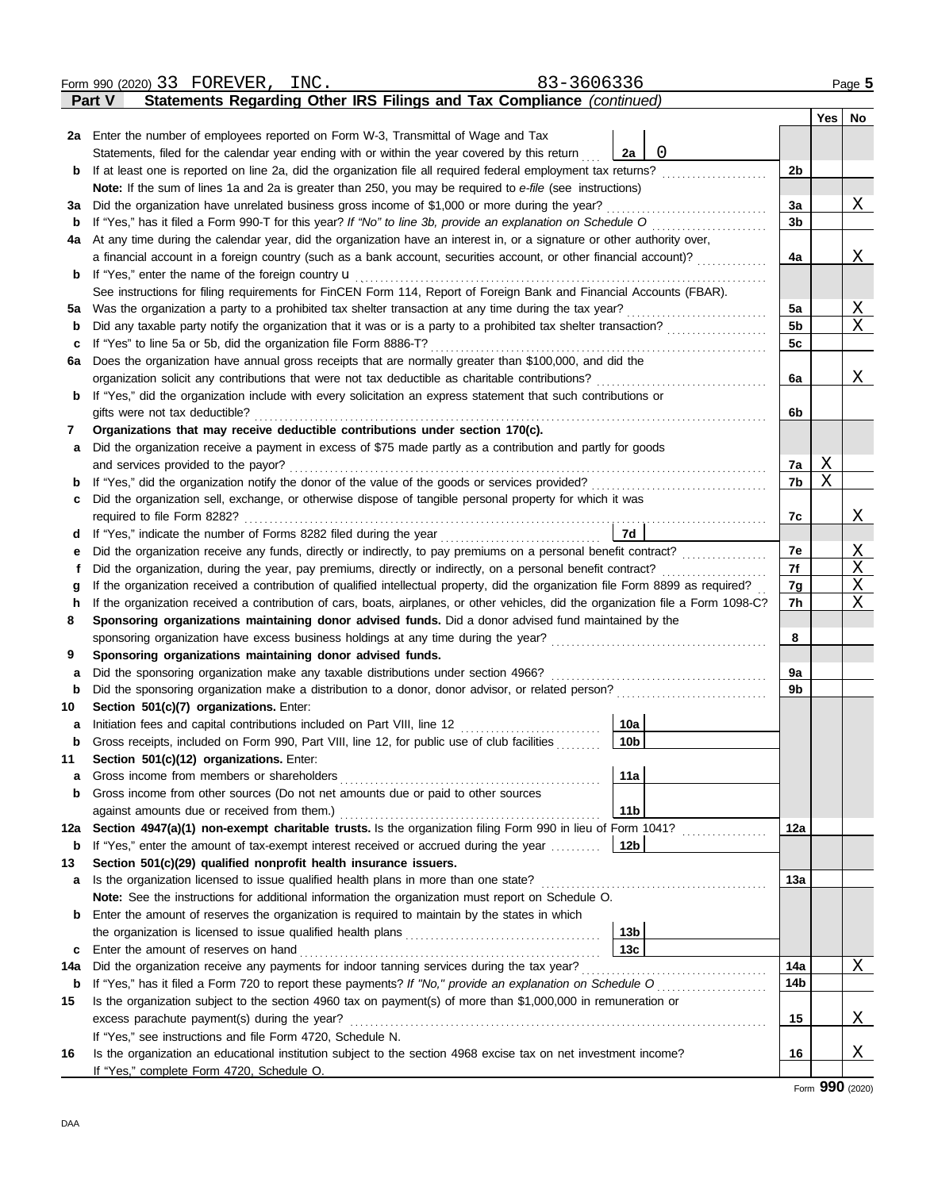Form 990 (2020) 33 FOREVER, INC. 83-3606336 Page 5

**Part V Statements Regarding Other IRS Filings and Tax Compliance** *(continued)*

| | | | Yes | No |
|---|---|---|---|---|
| **2a** | Enter the number of employees reported on Form W-3, Transmittal of Wage and Tax Statements, filed for the calendar year ending with or within the year covered by this return — **2a** 0 | | | |
| **b** | If at least one is reported on line 2a, did the organization file all required federal employment tax returns? | **2b** | | |
| | **Note:** If the sum of lines 1a and 2a is greater than 250, you may be required to *e-file* (see instructions) | | | |
| **3a** | Did the organization have unrelated business gross income of $1,000 or more during the year? | **3a** | | X |
| **b** | If "Yes," has it filed a Form 990-T for this year? *If "No" to line 3b, provide an explanation on Schedule O* | **3b** | | |
| **4a** | At any time during the calendar year, did the organization have an interest in, or a signature or other authority over, a financial account in a foreign country (such as a bank account, securities account, or other financial account)? | **4a** | | X |
| **b** | If "Yes," enter the name of the foreign country u | | | |
| | See instructions for filing requirements for FinCEN Form 114, Report of Foreign Bank and Financial Accounts (FBAR). | | | |
| **5a** | Was the organization a party to a prohibited tax shelter transaction at any time during the tax year? | **5a** | | X |
| **b** | Did any taxable party notify the organization that it was or is a party to a prohibited tax shelter transaction? | **5b** | | X |
| **c** | If "Yes" to line 5a or 5b, did the organization file Form 8886-T? | **5c** | | |
| **6a** | Does the organization have annual gross receipts that are normally greater than $100,000, and did the organization solicit any contributions that were not tax deductible as charitable contributions? | **6a** | | X |
| **b** | If "Yes," did the organization include with every solicitation an express statement that such contributions or gifts were not tax deductible? | **6b** | | |
| **7** | **Organizations that may receive deductible contributions under section 170(c).** | | | |
| **a** | Did the organization receive a payment in excess of $75 made partly as a contribution and partly for goods and services provided to the payor? | **7a** | X | |
| **b** | If "Yes," did the organization notify the donor of the value of the goods or services provided? | **7b** | X | |
| **c** | Did the organization sell, exchange, or otherwise dispose of tangible personal property for which it was required to file Form 8282? | **7c** | | X |
| **d** | If "Yes," indicate the number of Forms 8282 filed during the year — **7d** | | | |
| **e** | Did the organization receive any funds, directly or indirectly, to pay premiums on a personal benefit contract? | **7e** | | X |
| **f** | Did the organization, during the year, pay premiums, directly or indirectly, on a personal benefit contract? | **7f** | | X |
| **g** | If the organization received a contribution of qualified intellectual property, did the organization file Form 8899 as required? | **7g** | | X |
| **h** | If the organization received a contribution of cars, boats, airplanes, or other vehicles, did the organization file a Form 1098-C? | **7h** | | X |
| **8** | **Sponsoring organizations maintaining donor advised funds.** Did a donor advised fund maintained by the sponsoring organization have excess business holdings at any time during the year? | **8** | | |
| **9** | **Sponsoring organizations maintaining donor advised funds.** | | | |
| **a** | Did the sponsoring organization make any taxable distributions under section 4966? | **9a** | | |
| **b** | Did the sponsoring organization make a distribution to a donor, donor advisor, or related person? | **9b** | | |
| **10** | **Section 501(c)(7) organizations.** Enter: | | | |
| **a** | Initiation fees and capital contributions included on Part VIII, line 12 — **10a** | | | |
| **b** | Gross receipts, included on Form 990, Part VIII, line 12, for public use of club facilities — **10b** | | | |
| **11** | **Section 501(c)(12) organizations.** Enter: | | | |
| **a** | Gross income from members or shareholders — **11a** | | | |
| **b** | Gross income from other sources (Do not net amounts due or paid to other sources against amounts due or received from them.) — **11b** | | | |
| **12a** | **Section 4947(a)(1) non-exempt charitable trusts.** Is the organization filing Form 990 in lieu of Form 1041? | **12a** | | |
| **b** | If "Yes," enter the amount of tax-exempt interest received or accrued during the year — **12b** | | | |
| **13** | **Section 501(c)(29) qualified nonprofit health insurance issuers.** | | | |
| **a** | Is the organization licensed to issue qualified health plans in more than one state? | **13a** | | |
| | **Note:** See the instructions for additional information the organization must report on Schedule O. | | | |
| **b** | Enter the amount of reserves the organization is required to maintain by the states in which the organization is licensed to issue qualified health plans — **13b** | | | |
| **c** | Enter the amount of reserves on hand — **13c** | | | |
| **14a** | Did the organization receive any payments for indoor tanning services during the tax year? | **14a** | | X |
| **b** | If "Yes," has it filed a Form 720 to report these payments? *If "No," provide an explanation on Schedule O* | **14b** | | |
| **15** | Is the organization subject to the section 4960 tax on payment(s) of more than $1,000,000 in remuneration or excess parachute payment(s) during the year? | **15** | | X |
| | If "Yes," see instructions and file Form 4720, Schedule N. | | | |
| **16** | Is the organization an educational institution subject to the section 4968 excise tax on net investment income? | **16** | | X |
| | If "Yes," complete Form 4720, Schedule O. | | | |

Form **990** (2020)

DAA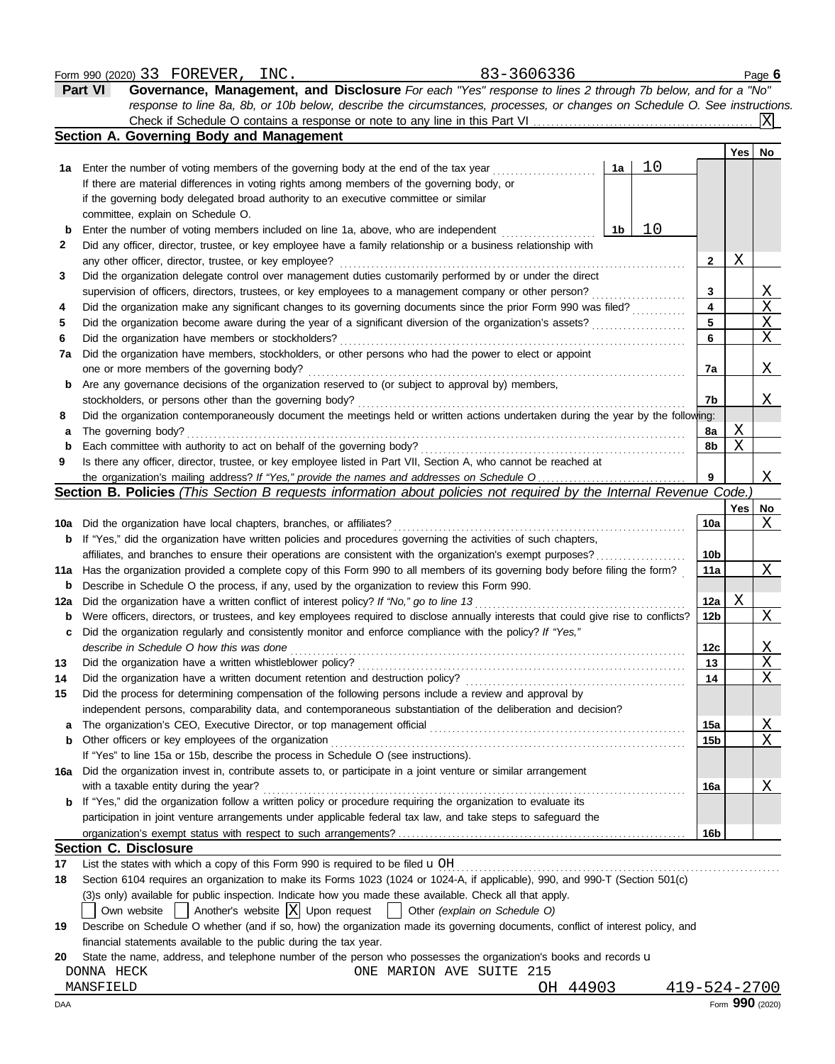Form 990 (2020) 33 FOREVER, INC. 83-3606336 Page 6

**Part VI** **Governance, Management, and Disclosure** *For each "Yes" response to lines 2 through 7b below, and for a "No" response to line 8a, 8b, or 10b below, describe the circumstances, processes, or changes on Schedule O. See instructions.*

Check if Schedule O contains a response or note to any line in this Part VI ... [X]

## Section A. Governing Body and Management

| | | | | Yes | No |
|---|---|---|---|---|---|
| **1a** | Enter the number of voting members of the governing body at the end of the tax year ... **1a** 10 <br> If there are material differences in voting rights among members of the governing body, or if the governing body delegated broad authority to an executive committee or similar committee, explain on Schedule O. | | | | |
| **b** | Enter the number of voting members included on line 1a, above, who are independent ... **1b** 10 | | | | |
| **2** | Did any officer, director, trustee, or key employee have a family relationship or a business relationship with any other officer, director, trustee, or key employee? | **2** | | X | |
| **3** | Did the organization delegate control over management duties customarily performed by or under the direct supervision of officers, directors, trustees, or key employees to a management company or other person? | **3** | | | X |
| **4** | Did the organization make any significant changes to its governing documents since the prior Form 990 was filed? | **4** | | | X |
| **5** | Did the organization become aware during the year of a significant diversion of the organization's assets? | **5** | | | X |
| **6** | Did the organization have members or stockholders? | **6** | | | X |
| **7a** | Did the organization have members, stockholders, or other persons who had the power to elect or appoint one or more members of the governing body? | **7a** | | | X |
| **b** | Are any governance decisions of the organization reserved to (or subject to approval by) members, stockholders, or persons other than the governing body? | **7b** | | | X |
| **8** | Did the organization contemporaneously document the meetings held or written actions undertaken during the year by the following: | | | | |
| **a** | The governing body? | **8a** | | X | |
| **b** | Each committee with authority to act on behalf of the governing body? | **8b** | | X | |
| **9** | Is there any officer, director, trustee, or key employee listed in Part VII, Section A, who cannot be reached at the organization's mailing address? *If "Yes," provide the names and addresses on Schedule O* | **9** | | | X |

## Section B. Policies *(This Section B requests information about policies not required by the Internal Revenue Code.)*

| | | | Yes | No |
|---|---|---|---|---|
| **10a** | Did the organization have local chapters, branches, or affiliates? | **10a** | | X |
| **b** | If "Yes," did the organization have written policies and procedures governing the activities of such chapters, affiliates, and branches to ensure their operations are consistent with the organization's exempt purposes? | **10b** | | |
| **11a** | Has the organization provided a complete copy of this Form 990 to all members of its governing body before filing the form? | **11a** | | X |
| **b** | Describe in Schedule O the process, if any, used by the organization to review this Form 990. | | | |
| **12a** | Did the organization have a written conflict of interest policy? *If "No," go to line 13* | **12a** | X | |
| **b** | Were officers, directors, or trustees, and key employees required to disclose annually interests that could give rise to conflicts? | **12b** | | X |
| **c** | Did the organization regularly and consistently monitor and enforce compliance with the policy? *If "Yes," describe in Schedule O how this was done* | **12c** | | X |
| **13** | Did the organization have a written whistleblower policy? | **13** | | X |
| **14** | Did the organization have a written document retention and destruction policy? | **14** | | X |
| **15** | Did the process for determining compensation of the following persons include a review and approval by independent persons, comparability data, and contemporaneous substantiation of the deliberation and decision? | | | |
| **a** | The organization's CEO, Executive Director, or top management official | **15a** | | X |
| **b** | Other officers or key employees of the organization | **15b** | | X |
| | If "Yes" to line 15a or 15b, describe the process in Schedule O (see instructions). | | | |
| **16a** | Did the organization invest in, contribute assets to, or participate in a joint venture or similar arrangement with a taxable entity during the year? | **16a** | | X |
| **b** | If "Yes," did the organization follow a written policy or procedure requiring the organization to evaluate its participation in joint venture arrangements under applicable federal tax law, and take steps to safeguard the organization's exempt status with respect to such arrangements? | **16b** | | |

## Section C. Disclosure

**17** List the states with which a copy of this Form 990 is required to be filed u OH

**18** Section 6104 requires an organization to make its Forms 1023 (1024 or 1024-A, if applicable), 990, and 990-T (Section 501(c)(3)s only) available for public inspection. Indicate how you made these available. Check all that apply.

[ ] Own website [ ] Another's website [X] Upon request [ ] Other *(explain on Schedule O)*

**19** Describe on Schedule O whether (and if so, how) the organization made its governing documents, conflict of interest policy, and financial statements available to the public during the tax year.

**20** State the name, address, and telephone number of the person who possesses the organization's books and records u

DONNA HECK ONE MARION AVE SUITE 215
MANSFIELD OH 44903 419-524-2700

DAA Form **990** (2020)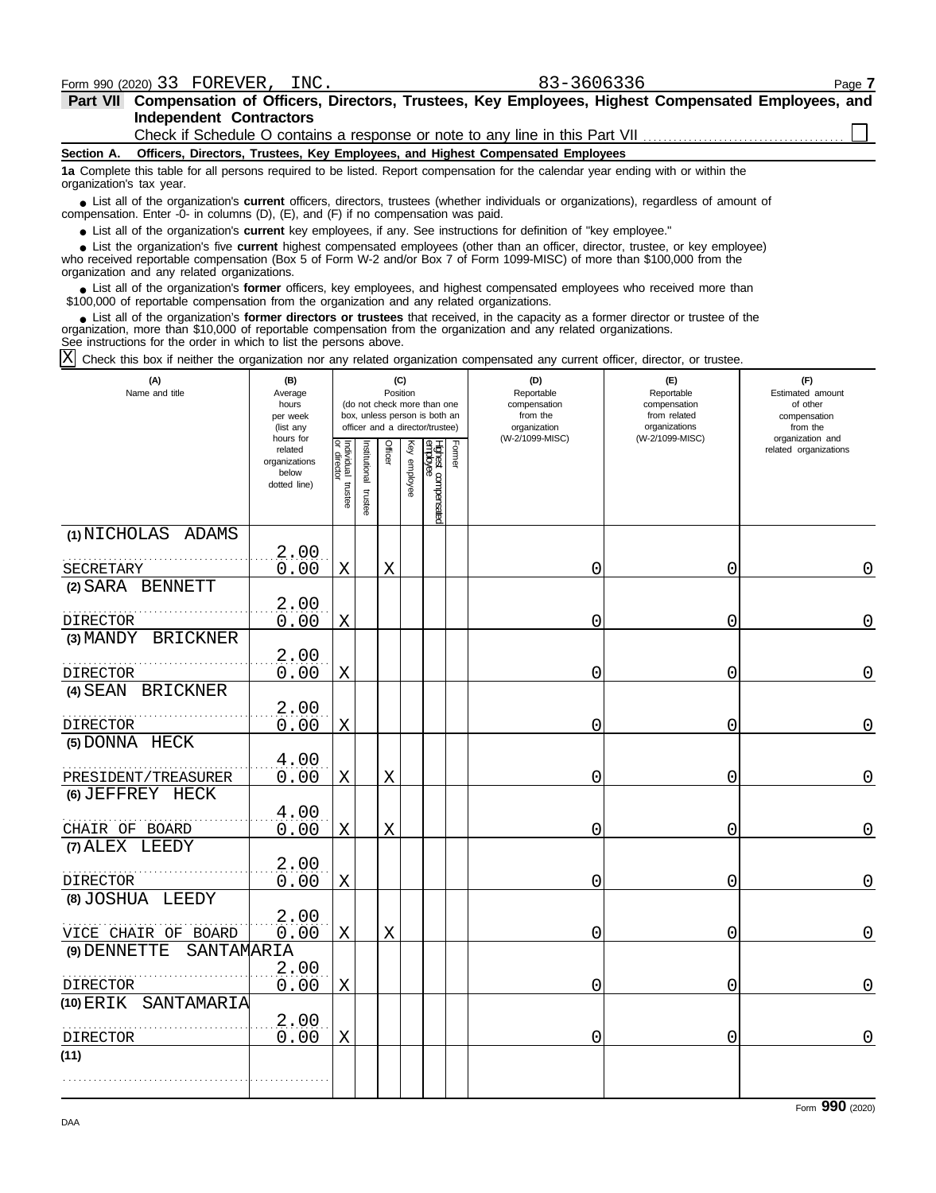Form 990 (2020) 33 FOREVER, INC. 83-3606336

**Part VII Compensation of Officers, Directors, Trustees, Key Employees, Highest Compensated Employees, and Independent Contractors**

Check if Schedule O contains a response or note to any line in this Part VII ☐

**Section A. Officers, Directors, Trustees, Key Employees, and Highest Compensated Employees**

**1a** Complete this table for all persons required to be listed. Report compensation for the calendar year ending with or within the organization's tax year.

- List all of the organization's **current** officers, directors, trustees (whether individuals or organizations), regardless of amount of compensation. Enter -0- in columns (D), (E), and (F) if no compensation was paid.
- List all of the organization's **current** key employees, if any. See instructions for definition of "key employee."
- List the organization's five **current** highest compensated employees (other than an officer, director, trustee, or key employee) who received reportable compensation (Box 5 of Form W-2 and/or Box 7 of Form 1099-MISC) of more than $100,000 from the organization and any related organizations.
- List all of the organization's **former** officers, key employees, and highest compensated employees who received more than $100,000 of reportable compensation from the organization and any related organizations.
- List all of the organization's **former directors or trustees** that received, in the capacity as a former director or trustee of the organization, more than $10,000 of reportable compensation from the organization and any related organizations.

See instructions for the order in which to list the persons above.

☒ Check this box if neither the organization nor any related organization compensated any current officer, director, or trustee.

| (A) Name and title | (B) Average hours per week (list any hours for related organizations below dotted line) | (C) Position: Individual trustee or director | Institutional trustee | Officer | Key employee | Highest compensated employee | Former | (D) Reportable compensation from the organization (W-2/1099-MISC) | (E) Reportable compensation from related organizations (W-2/1099-MISC) | (F) Estimated amount of other compensation from the organization and related organizations |
|---|---|---|---|---|---|---|---|---|---|---|
| (1) NICHOLAS ADAMS<br>SECRETARY | 2.00<br>0.00 | X | | X | | | | 0 | 0 | 0 |
| (2) SARA BENNETT<br>DIRECTOR | 2.00<br>0.00 | X | | | | | | 0 | 0 | 0 |
| (3) MANDY BRICKNER<br>DIRECTOR | 2.00<br>0.00 | X | | | | | | 0 | 0 | 0 |
| (4) SEAN BRICKNER<br>DIRECTOR | 2.00<br>0.00 | X | | | | | | 0 | 0 | 0 |
| (5) DONNA HECK<br>PRESIDENT/TREASURER | 4.00<br>0.00 | X | | X | | | | 0 | 0 | 0 |
| (6) JEFFREY HECK<br>CHAIR OF BOARD | 4.00<br>0.00 | X | | X | | | | 0 | 0 | 0 |
| (7) ALEX LEEDY<br>DIRECTOR | 2.00<br>0.00 | X | | | | | | 0 | 0 | 0 |
| (8) JOSHUA LEEDY<br>VICE CHAIR OF BOARD | 2.00<br>0.00 | X | | X | | | | 0 | 0 | 0 |
| (9) DENNETTE SANTAMARIA<br>DIRECTOR | 2.00<br>0.00 | X | | | | | | 0 | 0 | 0 |
| (10) ERIK SANTAMARIA<br>DIRECTOR | 2.00<br>0.00 | X | | | | | | 0 | 0 | 0 |
| (11) | | | | | | | | | | |

Form **990** (2020)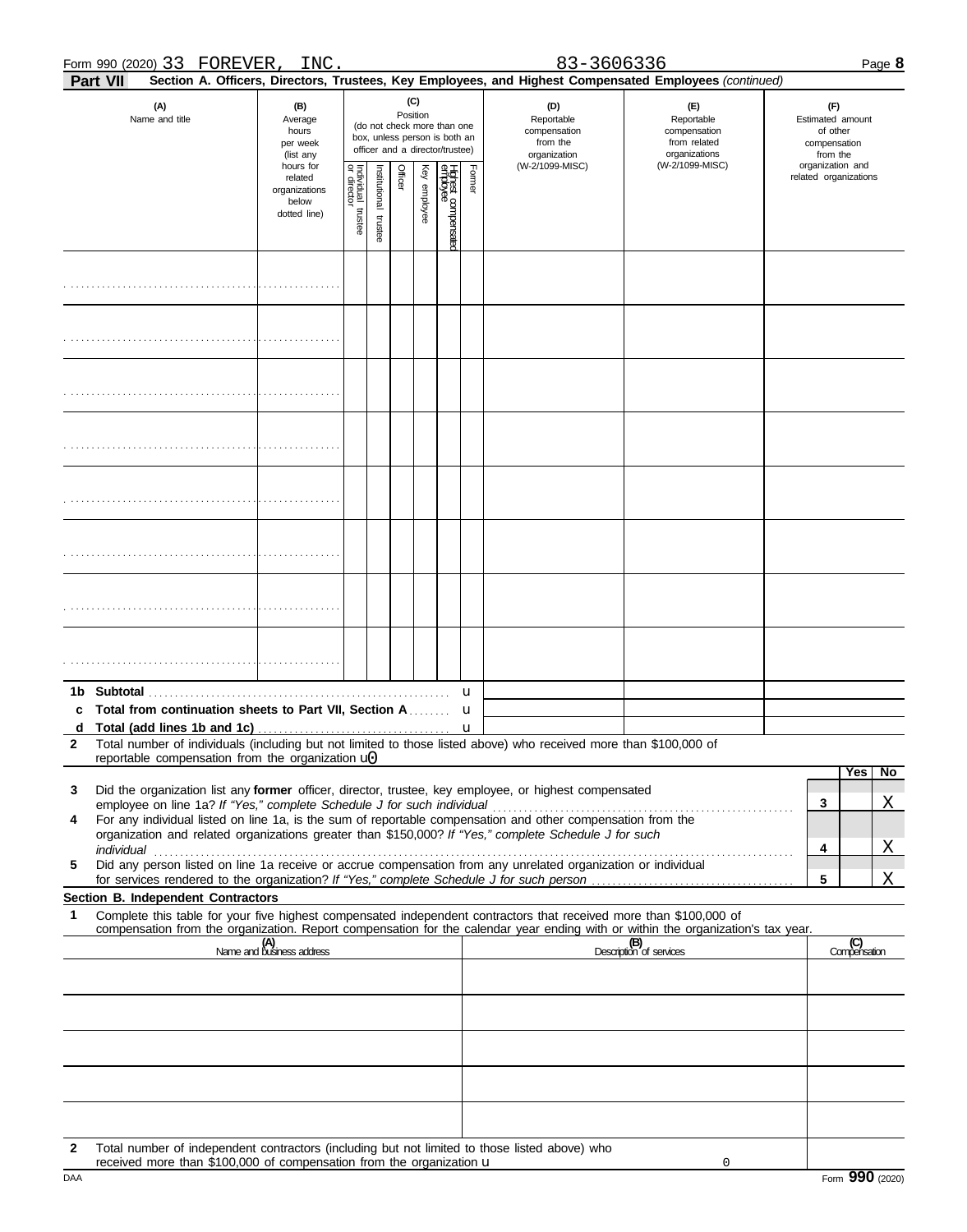Form 990 (2020) 33 FOREVER, INC. 83-3606336 Page **8**

**Part VII** **Section A. Officers, Directors, Trustees, Key Employees, and Highest Compensated Employees** *(continued)*

| (A) Name and title | (B) Average hours per week (list any hours for related organizations below dotted line) | (C) Position (do not check more than one box, unless person is both an officer and a director/trustee) Individual trustee or director | Institutional trustee | Officer | Key employee | Highest compensated employee | Former | (D) Reportable compensation from the organization (W-2/1099-MISC) | (E) Reportable compensation from related organizations (W-2/1099-MISC) | (F) Estimated amount of other compensation from the organization and related organizations |
|---|---|---|---|---|---|---|---|---|---|---|
| | | | | | | | | | | |
| | | | | | | | | | | |
| | | | | | | | | | | |
| | | | | | | | | | | |
| | | | | | | | | | | |
| | | | | | | | | | | |
| | | | | | | | | | | |
| | | | | | | | | | | |

| | | | | |
|---|---|---|---|---|
| **1b** | **Subtotal** | | | |
| **c** | **Total from continuation sheets to Part VII, Section A** | | | |
| **d** | **Total (add lines 1b and 1c)** | | | |

**2** Total number of individuals (including but not limited to those listed above) who received more than $100,000 of reportable compensation from the organization 0

| | | | Yes | No |
|---|---|---|---|---|
| **3** | Did the organization list any **former** officer, director, trustee, key employee, or highest compensated employee on line 1a? *If "Yes," complete Schedule J for such individual* | **3** | | X |
| **4** | For any individual listed on line 1a, is the sum of reportable compensation and other compensation from the organization and related organizations greater than $150,000? *If "Yes," complete Schedule J for such individual* | **4** | | X |
| **5** | Did any person listed on line 1a receive or accrue compensation from any unrelated organization or individual for services rendered to the organization? *If "Yes," complete Schedule J for such person* | **5** | | X |

**Section B. Independent Contractors**

**1** Complete this table for your five highest compensated independent contractors that received more than $100,000 of compensation from the organization. Report compensation for the calendar year ending with or within the organization's tax year.

| (A) Name and business address | (B) Description of services | (C) Compensation |
|---|---|---|
| | | |
| | | |
| | | |
| | | |
| | | |

**2** Total number of independent contractors (including but not limited to those listed above) who received more than $100,000 of compensation from the organization 0

Form **990** (2020)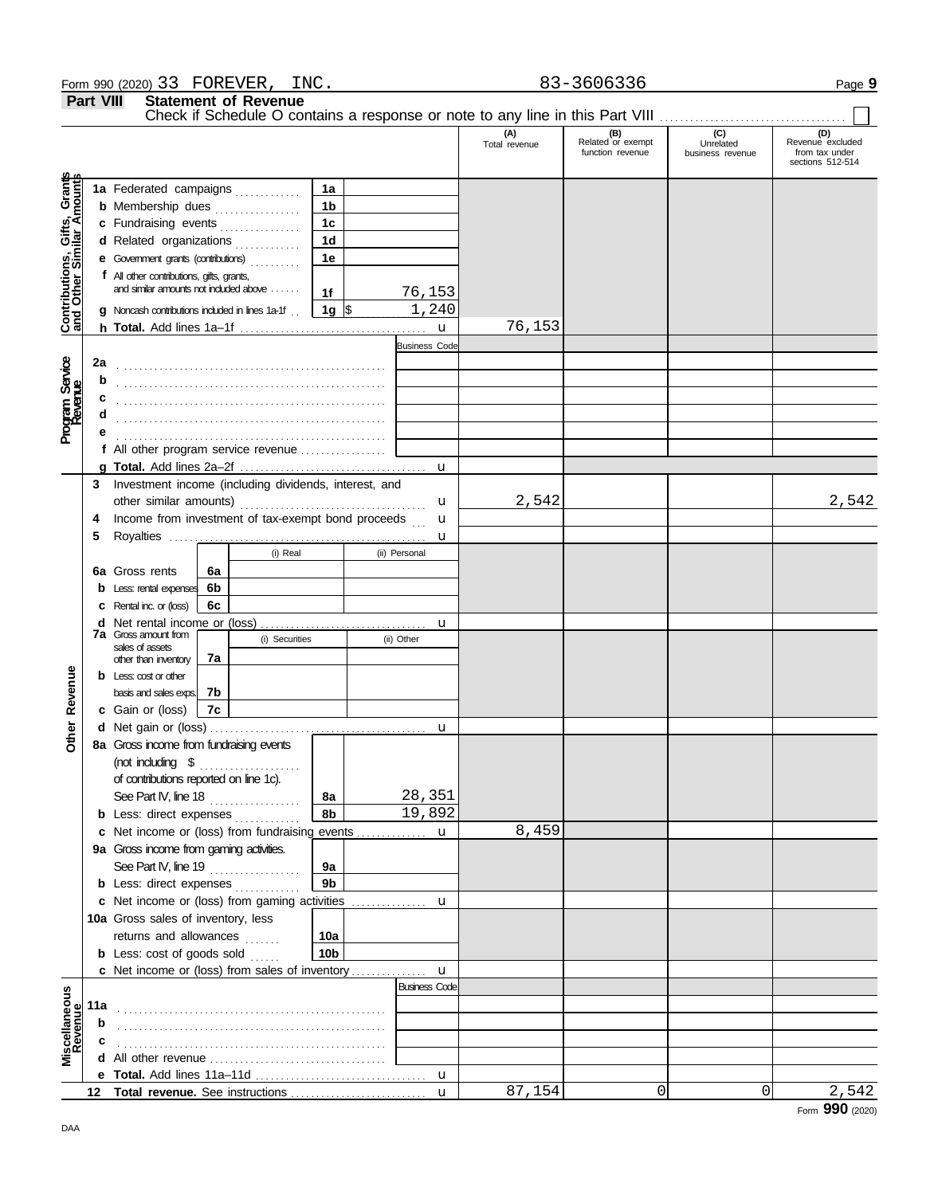Form 990 (2020) 33 FOREVER, INC. 83-3606336 Page **9**

## Part VIII Statement of Revenue

Check if Schedule O contains a response or note to any line in this Part VIII . . . . . . . . . . . . . . . . . . . . ☐

| | | | (A) Total revenue | (B) Related or exempt function revenue | (C) Unrelated business revenue | (D) Revenue excluded from tax under sections 512-514 |
|---|---|---|---|---|---|---|
| **Contributions, Gifts, Grants and Other Similar Amounts** | **1a** Federated campaigns | 1a | | | | |
| | **b** Membership dues | 1b | | | | |
| | **c** Fundraising events | 1c | | | | |
| | **d** Related organizations | 1d | | | | |
| | **e** Government grants (contributions) | 1e | | | | |
| | **f** All other contributions, gifts, grants, and similar amounts not included above | 1f 76,153 | | | | |
| | **g** Noncash contributions included in lines 1a-1f | 1g $ 1,240 | | | | |
| | **h Total.** Add lines 1a–1f | u | 76,153 | | | |
| **Program Service Revenue** | | Business Code | | | | |
| | **2a** | | | | | |
| | **b** | | | | | |
| | **c** | | | | | |
| | **d** | | | | | |
| | **e** | | | | | |
| | **f** All other program service revenue | | | | | |
| | **g Total.** Add lines 2a–2f | u | | | | |
| **Other Revenue** | **3** Investment income (including dividends, interest, and other similar amounts) | u | 2,542 | | | 2,542 |
| | **4** Income from investment of tax-exempt bond proceeds | u | | | | |
| | **5** Royalties | u | | | | |
| | | (i) Real / (ii) Personal | | | | |
| | **6a** Gross rents | 6a | | | | |
| | **b** Less: rental expenses | 6b | | | | |
| | **c** Rental inc. or (loss) | 6c | | | | |
| | **d** Net rental income or (loss) | u | | | | |
| | **7a** Gross amount from sales of assets other than inventory | 7a (i) Securities / (ii) Other | | | | |
| | **b** Less: cost or other basis and sales exps. | 7b | | | | |
| | **c** Gain or (loss) | 7c | | | | |
| | **d** Net gain or (loss) | u | | | | |
| | **8a** Gross income from fundraising events (not including $ of contributions reported on line 1c). See Part IV, line 18 | 8a 28,351 | | | | |
| | **b** Less: direct expenses | 8b 19,892 | | | | |
| | **c** Net income or (loss) from fundraising events | u | 8,459 | | | |
| | **9a** Gross income from gaming activities. See Part IV, line 19 | 9a | | | | |
| | **b** Less: direct expenses | 9b | | | | |
| | **c** Net income or (loss) from gaming activities | u | | | | |
| | **10a** Gross sales of inventory, less returns and allowances | 10a | | | | |
| | **b** Less: cost of goods sold | 10b | | | | |
| | **c** Net income or (loss) from sales of inventory | u | | | | |
| **Miscellaneous Revenue** | | Business Code | | | | |
| | **11a** | | | | | |
| | **b** | | | | | |
| | **c** | | | | | |
| | **d** All other revenue | | | | | |
| | **e Total.** Add lines 11a–11d | u | | | | |
| | **12 Total revenue.** See instructions | u | 87,154 | 0 | 0 | 2,542 |

Form **990** (2020)

DAA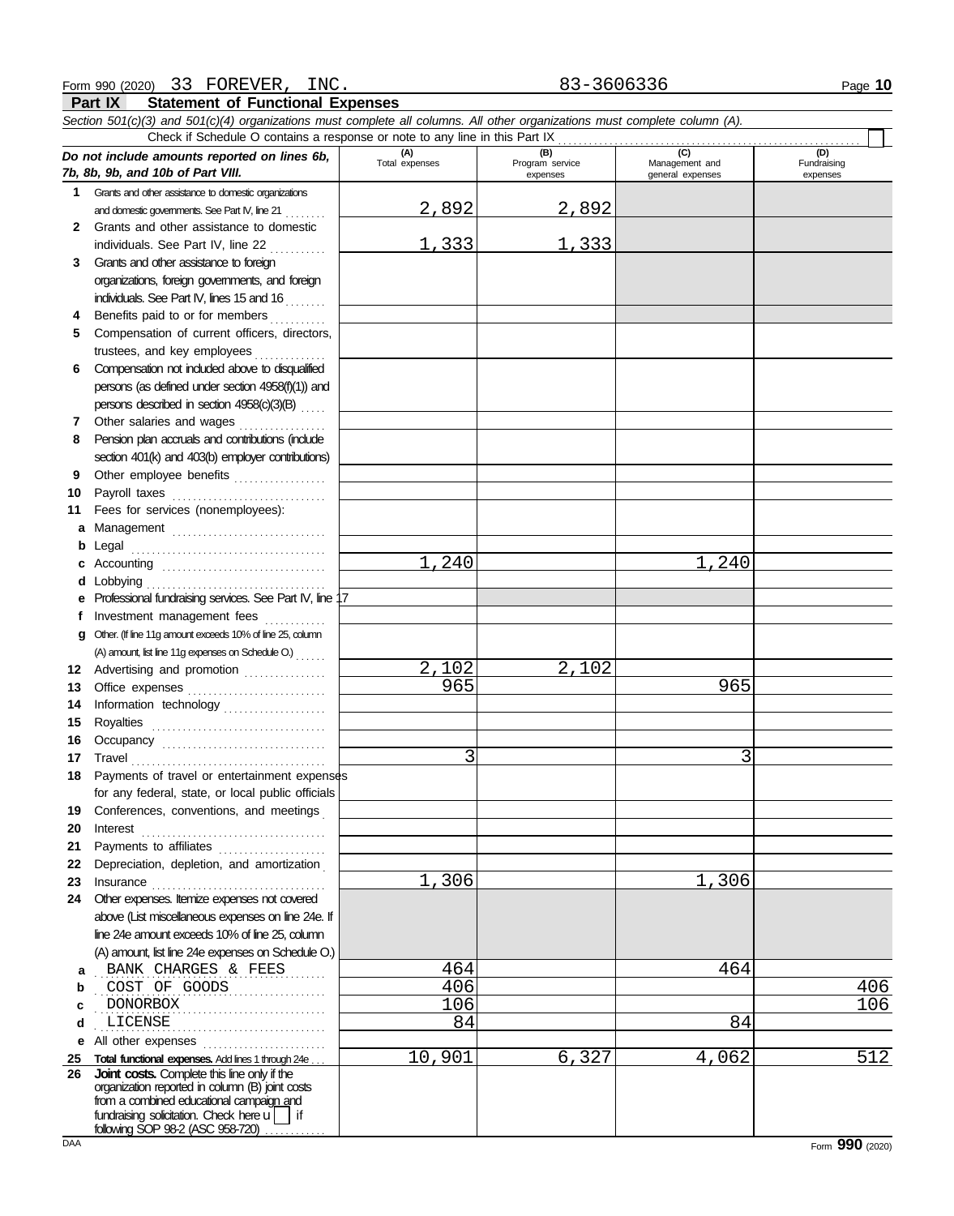Form 990 (2020) 33 FOREVER, INC. 83-3606336 Page **10**

## Part IX Statement of Functional Expenses

*Section 501(c)(3) and 501(c)(4) organizations must complete all columns. All other organizations must complete column (A).*

Check if Schedule O contains a response or note to any line in this Part IX ☐

| *Do not include amounts reported on lines 6b, 7b, 8b, 9b, and 10b of Part VIII.* | (A) Total expenses | (B) Program service expenses | (C) Management and general expenses | (D) Fundraising expenses |
|---|---|---|---|---|
| **1** Grants and other assistance to domestic organizations and domestic governments. See Part IV, line 21 | 2,892 | 2,892 | | |
| **2** Grants and other assistance to domestic individuals. See Part IV, line 22 | 1,333 | 1,333 | | |
| **3** Grants and other assistance to foreign organizations, foreign governments, and foreign individuals. See Part IV, lines 15 and 16 | | | | |
| **4** Benefits paid to or for members | | | | |
| **5** Compensation of current officers, directors, trustees, and key employees | | | | |
| **6** Compensation not included above to disqualified persons (as defined under section 4958(f)(1)) and persons described in section 4958(c)(3)(B) | | | | |
| **7** Other salaries and wages | | | | |
| **8** Pension plan accruals and contributions (include section 401(k) and 403(b) employer contributions) | | | | |
| **9** Other employee benefits | | | | |
| **10** Payroll taxes | | | | |
| **11** Fees for services (nonemployees): | | | | |
| **a** Management | | | | |
| **b** Legal | | | | |
| **c** Accounting | 1,240 | | 1,240 | |
| **d** Lobbying | | | | |
| **e** Professional fundraising services. See Part IV, line 17 | | | | |
| **f** Investment management fees | | | | |
| **g** Other. (If line 11g amount exceeds 10% of line 25, column (A) amount, list line 11g expenses on Schedule O.) | | | | |
| **12** Advertising and promotion | 2,102 | 2,102 | | |
| **13** Office expenses | 965 | | 965 | |
| **14** Information technology | | | | |
| **15** Royalties | | | | |
| **16** Occupancy | | | | |
| **17** Travel | 3 | | 3 | |
| **18** Payments of travel or entertainment expenses for any federal, state, or local public officials | | | | |
| **19** Conferences, conventions, and meetings | | | | |
| **20** Interest | | | | |
| **21** Payments to affiliates | | | | |
| **22** Depreciation, depletion, and amortization | | | | |
| **23** Insurance | 1,306 | | 1,306 | |
| **24** Other expenses. Itemize expenses not covered above (List miscellaneous expenses on line 24e. If line 24e amount exceeds 10% of line 25, column (A) amount, list line 24e expenses on Schedule O.) | | | | |
| **a** BANK CHARGES & FEES | 464 | | 464 | |
| **b** COST OF GOODS | 406 | | | 406 |
| **c** DONORBOX | 106 | | | 106 |
| **d** LICENSE | 84 | | 84 | |
| **e** All other expenses | | | | |
| **25** **Total functional expenses.** Add lines 1 through 24e | 10,901 | 6,327 | 4,062 | 512 |
| **26** **Joint costs.** Complete this line only if the organization reported in column (B) joint costs from a combined educational campaign and fundraising solicitation. Check here ☐ if following SOP 98-2 (ASC 958-720) | | | | |

DAA Form **990** (2020)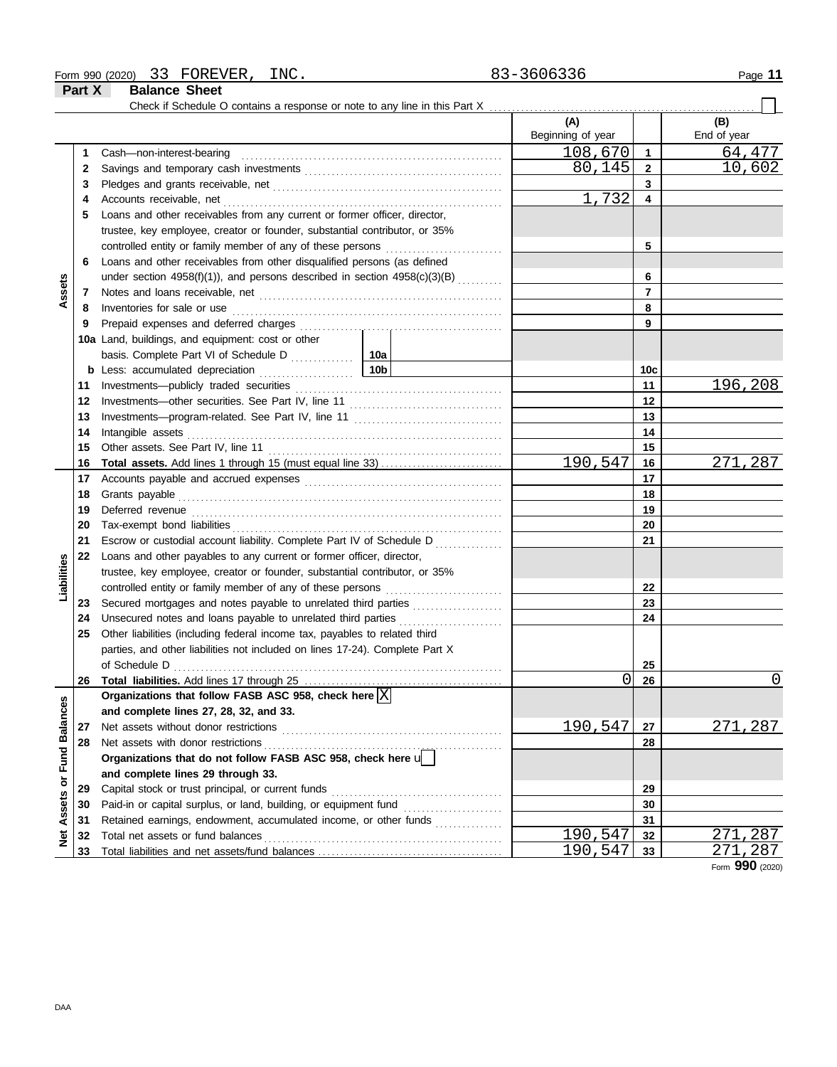Form 990 (2020) 33 FOREVER, INC. 83-3606336

## Part X Balance Sheet

Check if Schedule O contains a response or note to any line in this Part X ☐

| | | | (A) Beginning of year | | (B) End of year |
|---|---|---|---|---|---|
| Assets | 1 | Cash—non-interest-bearing | 108,670 | 1 | 64,477 |
| | 2 | Savings and temporary cash investments | 80,145 | 2 | 10,602 |
| | 3 | Pledges and grants receivable, net | | 3 | |
| | 4 | Accounts receivable, net | 1,732 | 4 | |
| | 5 | Loans and other receivables from any current or former officer, director, trustee, key employee, creator or founder, substantial contributor, or 35% controlled entity or family member of any of these persons | | 5 | |
| | 6 | Loans and other receivables from other disqualified persons (as defined under section 4958(f)(1)), and persons described in section 4958(c)(3)(B) | | 6 | |
| | 7 | Notes and loans receivable, net | | 7 | |
| | 8 | Inventories for sale or use | | 8 | |
| | 9 | Prepaid expenses and deferred charges | | 9 | |
| | 10a | Land, buildings, and equipment: cost or other basis. Complete Part VI of Schedule D — 10a | | | |
| | b | Less: accumulated depreciation — 10b | | 10c | |
| | 11 | Investments—publicly traded securities | | 11 | 196,208 |
| | 12 | Investments—other securities. See Part IV, line 11 | | 12 | |
| | 13 | Investments—program-related. See Part IV, line 11 | | 13 | |
| | 14 | Intangible assets | | 14 | |
| | 15 | Other assets. See Part IV, line 11 | | 15 | |
| | 16 | **Total assets.** Add lines 1 through 15 (must equal line 33) | 190,547 | 16 | 271,287 |
| Liabilities | 17 | Accounts payable and accrued expenses | | 17 | |
| | 18 | Grants payable | | 18 | |
| | 19 | Deferred revenue | | 19 | |
| | 20 | Tax-exempt bond liabilities | | 20 | |
| | 21 | Escrow or custodial account liability. Complete Part IV of Schedule D | | 21 | |
| | 22 | Loans and other payables to any current or former officer, director, trustee, key employee, creator or founder, substantial contributor, or 35% controlled entity or family member of any of these persons | | 22 | |
| | 23 | Secured mortgages and notes payable to unrelated third parties | | 23 | |
| | 24 | Unsecured notes and loans payable to unrelated third parties | | 24 | |
| | 25 | Other liabilities (including federal income tax, payables to related third parties, and other liabilities not included on lines 17-24). Complete Part X of Schedule D | | 25 | |
| | 26 | **Total liabilities.** Add lines 17 through 25 | 0 | 26 | 0 |
| Net Assets or Fund Balances | | **Organizations that follow FASB ASC 958, check here** ☒ **and complete lines 27, 28, 32, and 33.** | | | |
| | 27 | Net assets without donor restrictions | 190,547 | 27 | 271,287 |
| | 28 | Net assets with donor restrictions | | 28 | |
| | | **Organizations that do not follow FASB ASC 958, check here** ☐ **and complete lines 29 through 33.** | | | |
| | 29 | Capital stock or trust principal, or current funds | | 29 | |
| | 30 | Paid-in or capital surplus, or land, building, or equipment fund | | 30 | |
| | 31 | Retained earnings, endowment, accumulated income, or other funds | | 31 | |
| | 32 | Total net assets or fund balances | 190,547 | 32 | 271,287 |
| | 33 | Total liabilities and net assets/fund balances | 190,547 | 33 | 271,287 |

Form **990** (2020)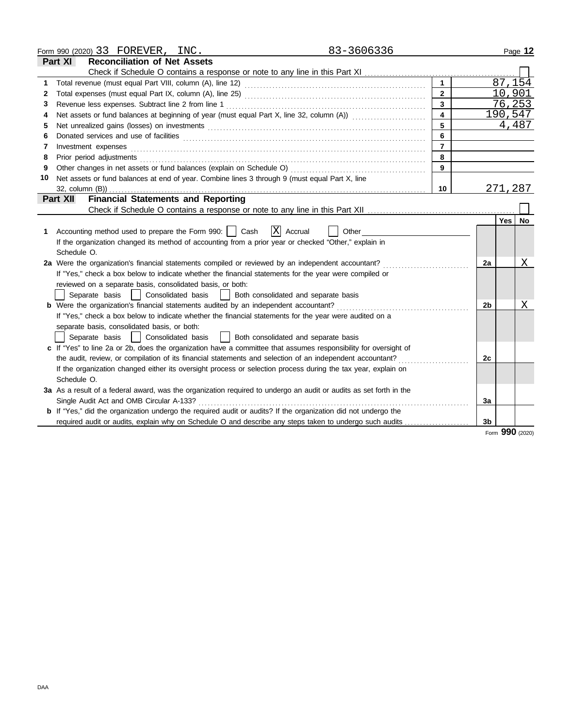Form 990 (2020) 33 FOREVER, INC. 83-3606336 Page 12

## Part XI Reconciliation of Net Assets

Check if Schedule O contains a response or note to any line in this Part XI ☐

| | | | |
|---|---|---|---|
| 1 | Total revenue (must equal Part VIII, column (A), line 12) | 1 | 87,154 |
| 2 | Total expenses (must equal Part IX, column (A), line 25) | 2 | 10,901 |
| 3 | Revenue less expenses. Subtract line 2 from line 1 | 3 | 76,253 |
| 4 | Net assets or fund balances at beginning of year (must equal Part X, line 32, column (A)) | 4 | 190,547 |
| 5 | Net unrealized gains (losses) on investments | 5 | 4,487 |
| 6 | Donated services and use of facilities | 6 | |
| 7 | Investment expenses | 7 | |
| 8 | Prior period adjustments | 8 | |
| 9 | Other changes in net assets or fund balances (explain on Schedule O) | 9 | |
| 10 | Net assets or fund balances at end of year. Combine lines 3 through 9 (must equal Part X, line 32, column (B)) | 10 | 271,287 |

## Part XII Financial Statements and Reporting

Check if Schedule O contains a response or note to any line in this Part XII ☐

| | | | Yes | No |
|---|---|---|---|---|
| 1 | Accounting method used to prepare the Form 990: ☐ Cash ☒ Accrual ☐ Other<br>If the organization changed its method of accounting from a prior year or checked "Other," explain in Schedule O. | | | |
| 2a | Were the organization's financial statements compiled or reviewed by an independent accountant?<br>If "Yes," check a box below to indicate whether the financial statements for the year were compiled or reviewed on a separate basis, consolidated basis, or both:<br>☐ Separate basis ☐ Consolidated basis ☐ Both consolidated and separate basis | 2a | | X |
| b | Were the organization's financial statements audited by an independent accountant?<br>If "Yes," check a box below to indicate whether the financial statements for the year were audited on a separate basis, consolidated basis, or both:<br>☐ Separate basis ☐ Consolidated basis ☐ Both consolidated and separate basis | 2b | | X |
| c | If "Yes" to line 2a or 2b, does the organization have a committee that assumes responsibility for oversight of the audit, review, or compilation of its financial statements and selection of an independent accountant?<br>If the organization changed either its oversight process or selection process during the tax year, explain on Schedule O. | 2c | | |
| 3a | As a result of a federal award, was the organization required to undergo an audit or audits as set forth in the Single Audit Act and OMB Circular A-133? | 3a | | |
| b | If "Yes," did the organization undergo the required audit or audits? If the organization did not undergo the required audit or audits, explain why on Schedule O and describe any steps taken to undergo such audits | 3b | | |

Form 990 (2020)

DAA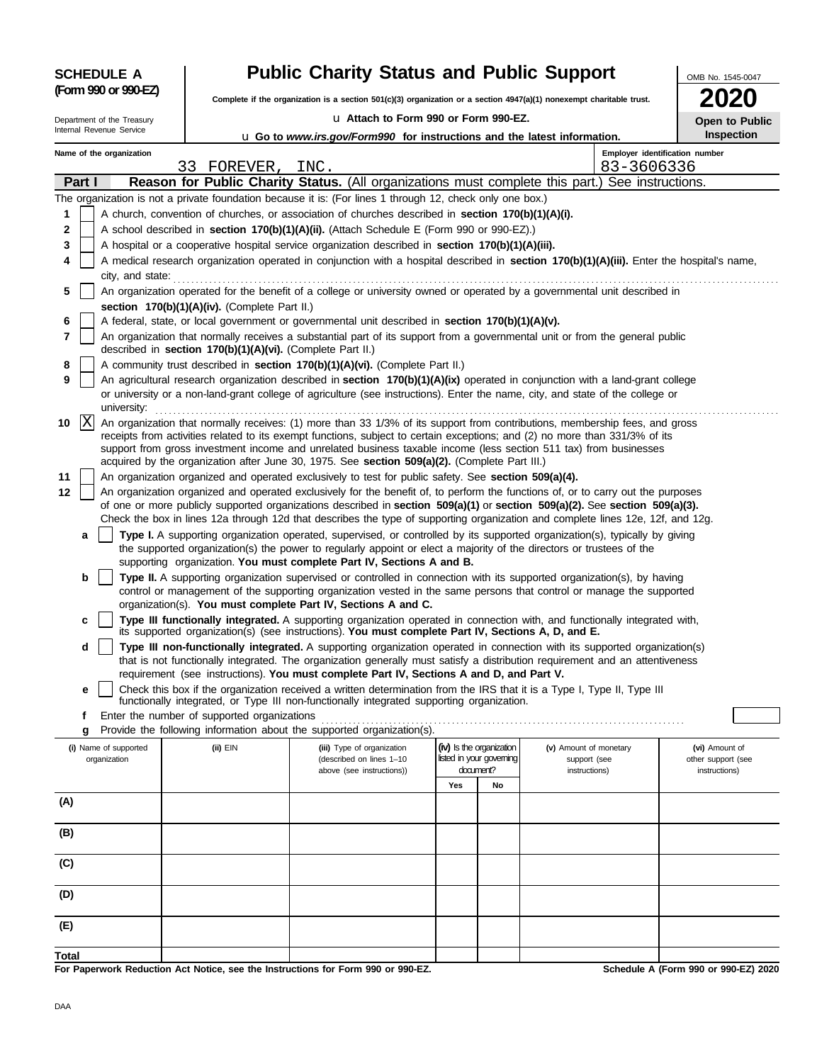**SCHEDULE A**
**(Form 990 or 990-EZ)**

Department of the Treasury
Internal Revenue Service

# Public Charity Status and Public Support

**Complete if the organization is a section 501(c)(3) organization or a section 4947(a)(1) nonexempt charitable trust.**

u Attach to Form 990 or Form 990-EZ.

u Go to *www.irs.gov/Form990* for instructions and the latest information.

OMB No. 1545-0047

**2020**

**Open to Public Inspection**

**Name of the organization**: 33 FOREVER, INC.

**Employer identification number**: 83-3606336

## Part I — Reason for Public Charity Status. (All organizations must complete this part.) See instructions.

The organization is not a private foundation because it is: (For lines 1 through 12, check only one box.)

1. [ ] A church, convention of churches, or association of churches described in **section 170(b)(1)(A)(i).**
2. [ ] A school described in **section 170(b)(1)(A)(ii).** (Attach Schedule E (Form 990 or 990-EZ).)
3. [ ] A hospital or a cooperative hospital service organization described in **section 170(b)(1)(A)(iii).**
4. [ ] A medical research organization operated in conjunction with a hospital described in **section 170(b)(1)(A)(iii).** Enter the hospital's name, city, and state:
5. [ ] An organization operated for the benefit of a college or university owned or operated by a governmental unit described in **section 170(b)(1)(A)(iv).** (Complete Part II.)
6. [ ] A federal, state, or local government or governmental unit described in **section 170(b)(1)(A)(v).**
7. [ ] An organization that normally receives a substantial part of its support from a governmental unit or from the general public described in **section 170(b)(1)(A)(vi).** (Complete Part II.)
8. [ ] A community trust described in **section 170(b)(1)(A)(vi).** (Complete Part II.)
9. [ ] An agricultural research organization described in **section 170(b)(1)(A)(ix)** operated in conjunction with a land-grant college or university or a non-land-grant college of agriculture (see instructions). Enter the name, city, and state of the college or university:
10. [X] An organization that normally receives: (1) more than 33 1/3% of its support from contributions, membership fees, and gross receipts from activities related to its exempt functions, subject to certain exceptions; and (2) no more than 331/3% of its support from gross investment income and unrelated business taxable income (less section 511 tax) from businesses acquired by the organization after June 30, 1975. See **section 509(a)(2).** (Complete Part III.)
11. [ ] An organization organized and operated exclusively to test for public safety. See **section 509(a)(4).**
12. [ ] An organization organized and operated exclusively for the benefit of, to perform the functions of, or to carry out the purposes of one or more publicly supported organizations described in **section 509(a)(1)** or **section 509(a)(2).** See **section 509(a)(3).** Check the box in lines 12a through 12d that describes the type of supporting organization and complete lines 12e, 12f, and 12g.
   - **a** [ ] **Type I.** A supporting organization operated, supervised, or controlled by its supported organization(s), typically by giving the supported organization(s) the power to regularly appoint or elect a majority of the directors or trustees of the supporting organization. **You must complete Part IV, Sections A and B.**
   - **b** [ ] **Type II.** A supporting organization supervised or controlled in connection with its supported organization(s), by having control or management of the supporting organization vested in the same persons that control or manage the supported organization(s). **You must complete Part IV, Sections A and C.**
   - **c** [ ] **Type III functionally integrated.** A supporting organization operated in connection with, and functionally integrated with, its supported organization(s) (see instructions). **You must complete Part IV, Sections A, D, and E.**
   - **d** [ ] **Type III non-functionally integrated.** A supporting organization operated in connection with its supported organization(s) that is not functionally integrated. The organization generally must satisfy a distribution requirement and an attentiveness requirement (see instructions). **You must complete Part IV, Sections A and D, and Part V.**
   - **e** [ ] Check this box if the organization received a written determination from the IRS that it is a Type I, Type II, Type III functionally integrated, or Type III non-functionally integrated supporting organization.
   - **f** Enter the number of supported organizations
   - **g** Provide the following information about the supported organization(s).

| | (i) Name of supported organization | (ii) EIN | (iii) Type of organization (described on lines 1–10 above (see instructions)) | (iv) Is the organization listed in your governing document? Yes | No | (v) Amount of monetary support (see instructions) | (vi) Amount of other support (see instructions) |
|---|---|---|---|---|---|---|---|
| (A) | | | | | | | |
| (B) | | | | | | | |
| (C) | | | | | | | |
| (D) | | | | | | | |
| (E) | | | | | | | |
| Total | | | | | | | |

**For Paperwork Reduction Act Notice, see the Instructions for Form 990 or 990-EZ.**

**Schedule A (Form 990 or 990-EZ) 2020**

DAA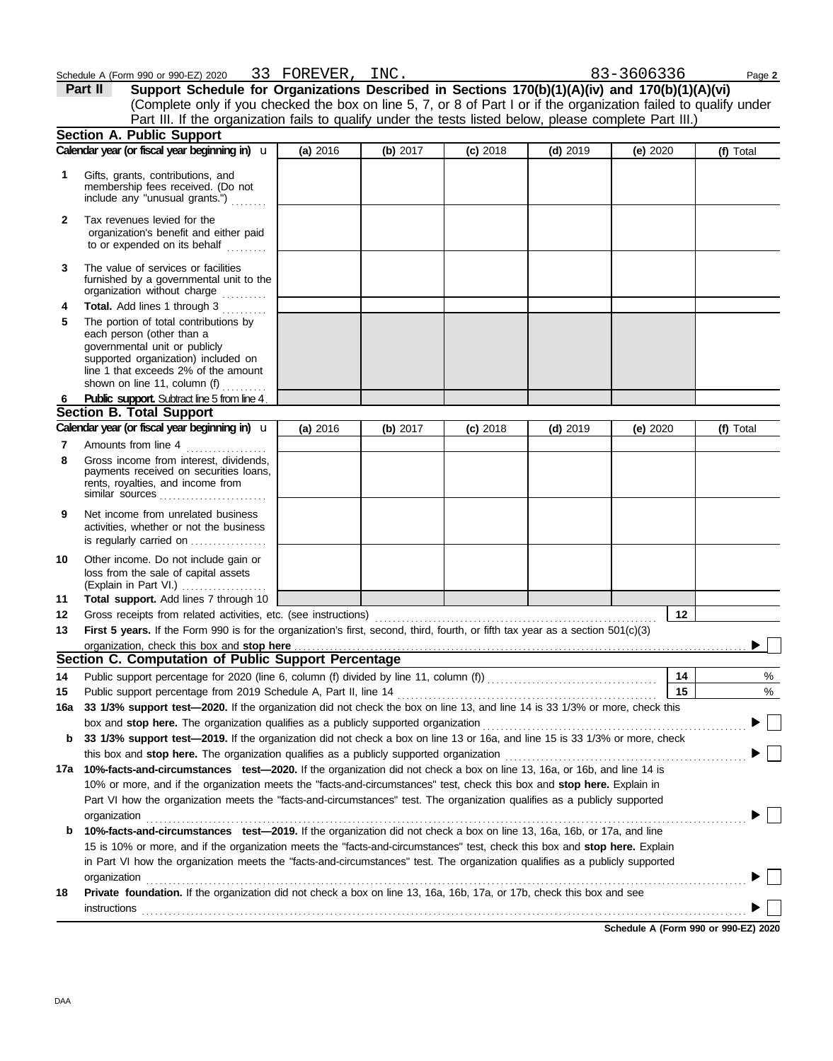Schedule A (Form 990 or 990-EZ) 2020 33 FOREVER, INC. 83-3606336

**Part II** **Support Schedule for Organizations Described in Sections 170(b)(1)(A)(iv) and 170(b)(1)(A)(vi)**
(Complete only if you checked the box on line 5, 7, or 8 of Part I or if the organization failed to qualify under Part III. If the organization fails to qualify under the tests listed below, please complete Part III.)

## Section A. Public Support

| Calendar year (or fiscal year beginning in) u | (a) 2016 | (b) 2017 | (c) 2018 | (d) 2019 | (e) 2020 | (f) Total |
|---|---|---|---|---|---|---|
| **1** Gifts, grants, contributions, and membership fees received. (Do not include any "unusual grants.") | | | | | | |
| **2** Tax revenues levied for the organization's benefit and either paid to or expended on its behalf | | | | | | |
| **3** The value of services or facilities furnished by a governmental unit to the organization without charge | | | | | | |
| **4** **Total.** Add lines 1 through 3 | | | | | | |
| **5** The portion of total contributions by each person (other than a governmental unit or publicly supported organization) included on line 1 that exceeds 2% of the amount shown on line 11, column (f) | | | | | | |
| **6** **Public support.** Subtract line 5 from line 4. | | | | | | |

## Section B. Total Support

| Calendar year (or fiscal year beginning in) u | (a) 2016 | (b) 2017 | (c) 2018 | (d) 2019 | (e) 2020 | (f) Total |
|---|---|---|---|---|---|---|
| **7** Amounts from line 4 | | | | | | |
| **8** Gross income from interest, dividends, payments received on securities loans, rents, royalties, and income from similar sources | | | | | | |
| **9** Net income from unrelated business activities, whether or not the business is regularly carried on | | | | | | |
| **10** Other income. Do not include gain or loss from the sale of capital assets (Explain in Part VI.) | | | | | | |
| **11** **Total support.** Add lines 7 through 10 | | | | | | |

**12** Gross receipts from related activities, etc. (see instructions) **12**

**13** **First 5 years.** If the Form 990 is for the organization's first, second, third, fourth, or fifth tax year as a section 501(c)(3) organization, check this box and **stop here** ▶ ☐

## Section C. Computation of Public Support Percentage

**14** Public support percentage for 2020 (line 6, column (f) divided by line 11, column (f)) **14** %

**15** Public support percentage from 2019 Schedule A, Part II, line 14 **15** %

**16a** **33 1/3% support test—2020.** If the organization did not check the box on line 13, and line 14 is 33 1/3% or more, check this box and **stop here.** The organization qualifies as a publicly supported organization ▶ ☐

**b** **33 1/3% support test—2019.** If the organization did not check a box on line 13 or 16a, and line 15 is 33 1/3% or more, check this box and **stop here.** The organization qualifies as a publicly supported organization ▶ ☐

**17a** **10%-facts-and-circumstances test—2020.** If the organization did not check a box on line 13, 16a, or 16b, and line 14 is 10% or more, and if the organization meets the "facts-and-circumstances" test, check this box and **stop here.** Explain in Part VI how the organization meets the "facts-and-circumstances" test. The organization qualifies as a publicly supported organization ▶ ☐

**b** **10%-facts-and-circumstances test—2019.** If the organization did not check a box on line 13, 16a, 16b, or 17a, and line 15 is 10% or more, and if the organization meets the "facts-and-circumstances" test, check this box and **stop here.** Explain in Part VI how the organization meets the "facts-and-circumstances" test. The organization qualifies as a publicly supported organization ▶ ☐

**18** **Private foundation.** If the organization did not check a box on line 13, 16a, 16b, 17a, or 17b, check this box and see instructions ▶ ☐

**Schedule A (Form 990 or 990-EZ) 2020**

DAA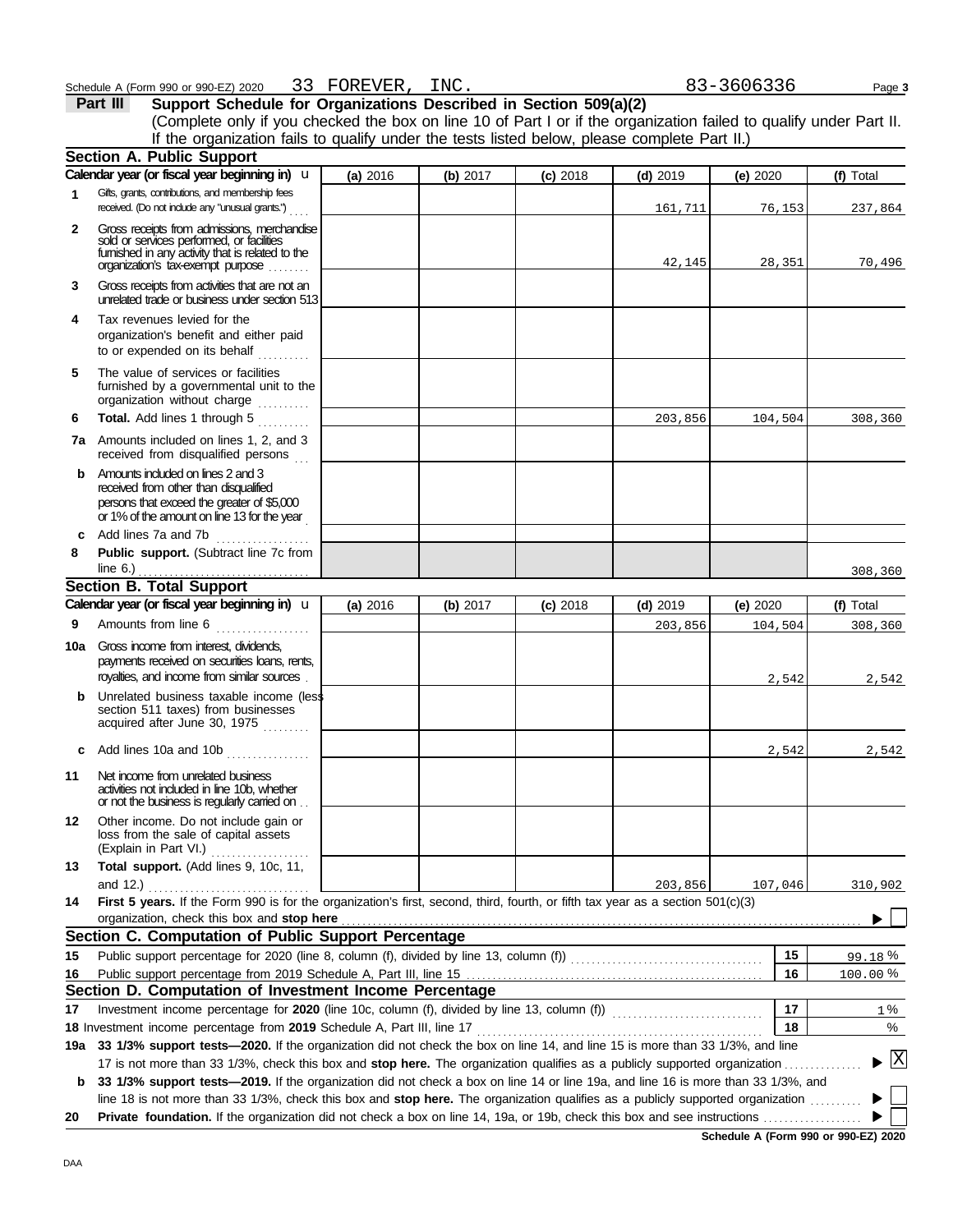Schedule A (Form 990 or 990-EZ) 2020 33 FOREVER, INC. 83-3606336 Page 3

**Part III Support Schedule for Organizations Described in Section 509(a)(2)**

(Complete only if you checked the box on line 10 of Part I or if the organization failed to qualify under Part II. If the organization fails to qualify under the tests listed below, please complete Part II.)

## Section A. Public Support

| Calendar year (or fiscal year beginning in) | (a) 2016 | (b) 2017 | (c) 2018 | (d) 2019 | (e) 2020 | (f) Total |
|---|---|---|---|---|---|---|
| **1** Gifts, grants, contributions, and membership fees received. (Do not include any "unusual grants.") | | | | 161,711 | 76,153 | 237,864 |
| **2** Gross receipts from admissions, merchandise sold or services performed, or facilities furnished in any activity that is related to the organization's tax-exempt purpose | | | | 42,145 | 28,351 | 70,496 |
| **3** Gross receipts from activities that are not an unrelated trade or business under section 513 | | | | | | |
| **4** Tax revenues levied for the organization's benefit and either paid to or expended on its behalf | | | | | | |
| **5** The value of services or facilities furnished by a governmental unit to the organization without charge | | | | | | |
| **6** **Total.** Add lines 1 through 5 | | | | 203,856 | 104,504 | 308,360 |
| **7a** Amounts included on lines 1, 2, and 3 received from disqualified persons | | | | | | |
| **b** Amounts included on lines 2 and 3 received from other than disqualified persons that exceed the greater of $5,000 or 1% of the amount on line 13 for the year | | | | | | |
| **c** Add lines 7a and 7b | | | | | | |
| **8** **Public support.** (Subtract line 7c from line 6.) | | | | | | 308,360 |

## Section B. Total Support

| Calendar year (or fiscal year beginning in) | (a) 2016 | (b) 2017 | (c) 2018 | (d) 2019 | (e) 2020 | (f) Total |
|---|---|---|---|---|---|---|
| **9** Amounts from line 6 | | | | 203,856 | 104,504 | 308,360 |
| **10a** Gross income from interest, dividends, payments received on securities loans, rents, royalties, and income from similar sources | | | | | 2,542 | 2,542 |
| **b** Unrelated business taxable income (less section 511 taxes) from businesses acquired after June 30, 1975 | | | | | | |
| **c** Add lines 10a and 10b | | | | | 2,542 | 2,542 |
| **11** Net income from unrelated business activities not included in line 10b, whether or not the business is regularly carried on | | | | | | |
| **12** Other income. Do not include gain or loss from the sale of capital assets (Explain in Part VI.) | | | | | | |
| **13** **Total support.** (Add lines 9, 10c, 11, and 12.) | | | | 203,856 | 107,046 | 310,902 |

**14** **First 5 years.** If the Form 990 is for the organization's first, second, third, fourth, or fifth tax year as a section 501(c)(3) organization, check this box and **stop here** ☐

## Section C. Computation of Public Support Percentage

| | | | |
|---|---|---|---|
| **15** | Public support percentage for 2020 (line 8, column (f), divided by line 13, column (f)) | 15 | 99.18 % |
| **16** | Public support percentage from 2019 Schedule A, Part III, line 15 | 16 | 100.00 % |

## Section D. Computation of Investment Income Percentage

| | | | |
|---|---|---|---|
| **17** | Investment income percentage for **2020** (line 10c, column (f), divided by line 13, column (f)) | 17 | 1 % |
| **18** | Investment income percentage from **2019** Schedule A, Part III, line 17 | 18 | % |

**19a** **33 1/3% support tests—2020.** If the organization did not check the box on line 14, and line 15 is more than 33 1/3%, and line 17 is not more than 33 1/3%, check this box and **stop here.** The organization qualifies as a publicly supported organization ☒

**b** **33 1/3% support tests—2019.** If the organization did not check a box on line 14 or line 19a, and line 16 is more than 33 1/3%, and line 18 is not more than 33 1/3%, check this box and **stop here.** The organization qualifies as a publicly supported organization ☐

**20** **Private foundation.** If the organization did not check a box on line 14, 19a, or 19b, check this box and see instructions ☐

Schedule A (Form 990 or 990-EZ) 2020

DAA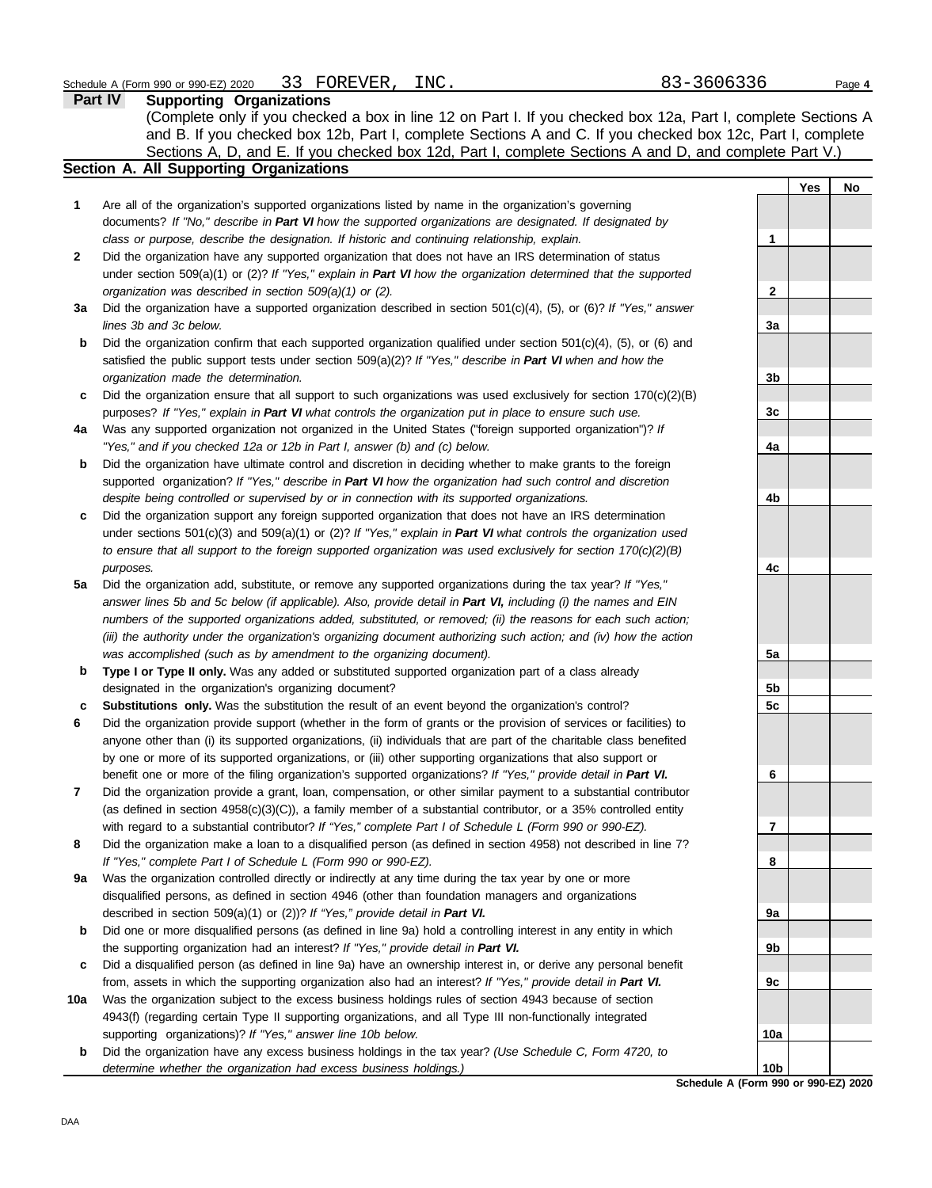Schedule A (Form 990 or 990-EZ) 2020 33 FOREVER, INC. 83-3606336

## Part IV Supporting Organizations

(Complete only if you checked a box in line 12 on Part I. If you checked box 12a, Part I, complete Sections A and B. If you checked box 12b, Part I, complete Sections A and C. If you checked box 12c, Part I, complete Sections A, D, and E. If you checked box 12d, Part I, complete Sections A and D, and complete Part V.)

### Section A. All Supporting Organizations

| | | | Yes | No |
|---|---|---|---|---|
| **1** | Are all of the organization's supported organizations listed by name in the organization's governing documents? *If "No," describe in **Part VI** how the supported organizations are designated. If designated by class or purpose, describe the designation. If historic and continuing relationship, explain.* | 1 | | |
| **2** | Did the organization have any supported organization that does not have an IRS determination of status under section 509(a)(1) or (2)? *If "Yes," explain in **Part VI** how the organization determined that the supported organization was described in section 509(a)(1) or (2).* | 2 | | |
| **3a** | Did the organization have a supported organization described in section 501(c)(4), (5), or (6)? *If "Yes," answer lines 3b and 3c below.* | 3a | | |
| **b** | Did the organization confirm that each supported organization qualified under section 501(c)(4), (5), or (6) and satisfied the public support tests under section 509(a)(2)? *If "Yes," describe in **Part VI** when and how the organization made the determination.* | 3b | | |
| **c** | Did the organization ensure that all support to such organizations was used exclusively for section 170(c)(2)(B) purposes? *If "Yes," explain in **Part VI** what controls the organization put in place to ensure such use.* | 3c | | |
| **4a** | Was any supported organization not organized in the United States ("foreign supported organization")? *If "Yes," and if you checked 12a or 12b in Part I, answer (b) and (c) below.* | 4a | | |
| **b** | Did the organization have ultimate control and discretion in deciding whether to make grants to the foreign supported organization? *If "Yes," describe in **Part VI** how the organization had such control and discretion despite being controlled or supervised by or in connection with its supported organizations.* | 4b | | |
| **c** | Did the organization support any foreign supported organization that does not have an IRS determination under sections 501(c)(3) and 509(a)(1) or (2)? *If "Yes," explain in **Part VI** what controls the organization used to ensure that all support to the foreign supported organization was used exclusively for section 170(c)(2)(B) purposes.* | 4c | | |
| **5a** | Did the organization add, substitute, or remove any supported organizations during the tax year? *If "Yes," answer lines 5b and 5c below (if applicable). Also, provide detail in **Part VI,** including (i) the names and EIN numbers of the supported organizations added, substituted, or removed; (ii) the reasons for each such action; (iii) the authority under the organization's organizing document authorizing such action; and (iv) how the action was accomplished (such as by amendment to the organizing document).* | 5a | | |
| **b** | **Type I or Type II only.** Was any added or substituted supported organization part of a class already designated in the organization's organizing document? | 5b | | |
| **c** | **Substitutions only.** Was the substitution the result of an event beyond the organization's control? | 5c | | |
| **6** | Did the organization provide support (whether in the form of grants or the provision of services or facilities) to anyone other than (i) its supported organizations, (ii) individuals that are part of the charitable class benefited by one or more of its supported organizations, or (iii) other supporting organizations that also support or benefit one or more of the filing organization's supported organizations? *If "Yes," provide detail in **Part VI.*** | 6 | | |
| **7** | Did the organization provide a grant, loan, compensation, or other similar payment to a substantial contributor (as defined in section 4958(c)(3)(C)), a family member of a substantial contributor, or a 35% controlled entity with regard to a substantial contributor? *If "Yes," complete Part I of Schedule L (Form 990 or 990-EZ).* | 7 | | |
| **8** | Did the organization make a loan to a disqualified person (as defined in section 4958) not described in line 7? *If "Yes," complete Part I of Schedule L (Form 990 or 990-EZ).* | 8 | | |
| **9a** | Was the organization controlled directly or indirectly at any time during the tax year by one or more disqualified persons, as defined in section 4946 (other than foundation managers and organizations described in section 509(a)(1) or (2))? *If "Yes," provide detail in **Part VI.*** | 9a | | |
| **b** | Did one or more disqualified persons (as defined in line 9a) hold a controlling interest in any entity in which the supporting organization had an interest? *If "Yes," provide detail in **Part VI.*** | 9b | | |
| **c** | Did a disqualified person (as defined in line 9a) have an ownership interest in, or derive any personal benefit from, assets in which the supporting organization also had an interest? *If "Yes," provide detail in **Part VI.*** | 9c | | |
| **10a** | Was the organization subject to the excess business holdings rules of section 4943 because of section 4943(f) (regarding certain Type II supporting organizations, and all Type III non-functionally integrated supporting organizations)? *If "Yes," answer line 10b below.* | 10a | | |
| **b** | Did the organization have any excess business holdings in the tax year? *(Use Schedule C, Form 4720, to determine whether the organization had excess business holdings.)* | 10b | | |

**Schedule A (Form 990 or 990-EZ) 2020**

DAA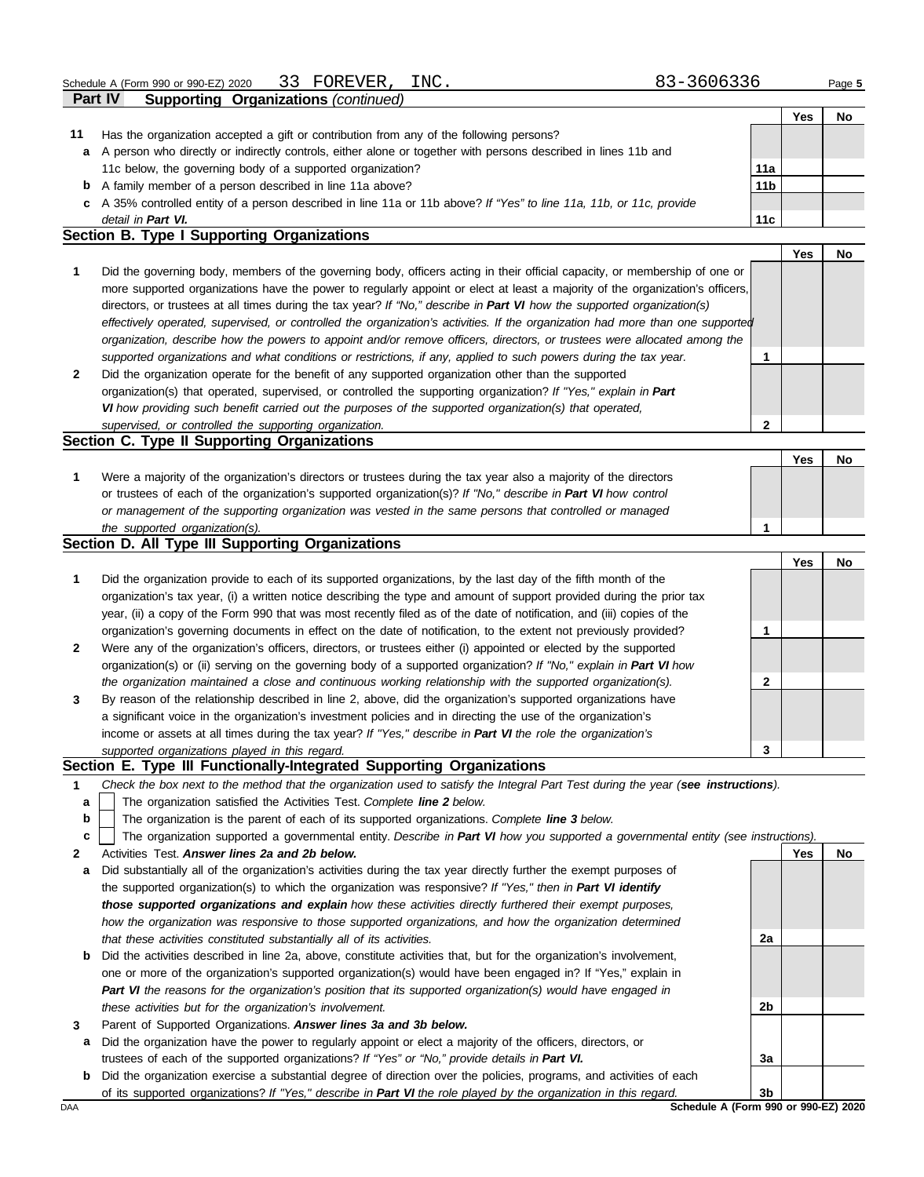Schedule A (Form 990 or 990-EZ) 2020 33 FOREVER, INC. 83-3606336

## Part IV Supporting Organizations *(continued)*

| | | | Yes | No |
|---|---|---|---|---|
| **11** | Has the organization accepted a gift or contribution from any of the following persons? | | | |
| **a** | A person who directly or indirectly controls, either alone or together with persons described in lines 11b and 11c below, the governing body of a supported organization? | 11a | | |
| **b** | A family member of a person described in line 11a above? | 11b | | |
| **c** | A 35% controlled entity of a person described in line 11a or 11b above? *If "Yes" to line 11a, 11b, or 11c, provide detail in **Part VI.*** | 11c | | |

### Section B. Type I Supporting Organizations

| | | | Yes | No |
|---|---|---|---|---|
| **1** | Did the governing body, members of the governing body, officers acting in their official capacity, or membership of one or more supported organizations have the power to regularly appoint or elect at least a majority of the organization's officers, directors, or trustees at all times during the tax year? *If "No," describe in **Part VI** how the supported organization(s) effectively operated, supervised, or controlled the organization's activities. If the organization had more than one supported organization, describe how the powers to appoint and/or remove officers, directors, or trustees were allocated among the supported organizations and what conditions or restrictions, if any, applied to such powers during the tax year.* | 1 | | |
| **2** | Did the organization operate for the benefit of any supported organization other than the supported organization(s) that operated, supervised, or controlled the supporting organization? *If "Yes," explain in **Part VI** how providing such benefit carried out the purposes of the supported organization(s) that operated, supervised, or controlled the supporting organization.* | 2 | | |

### Section C. Type II Supporting Organizations

| | | | Yes | No |
|---|---|---|---|---|
| **1** | Were a majority of the organization's directors or trustees during the tax year also a majority of the directors or trustees of each of the organization's supported organization(s)? *If "No," describe in **Part VI** how control or management of the supporting organization was vested in the same persons that controlled or managed the supported organization(s).* | 1 | | |

### Section D. All Type III Supporting Organizations

| | | | Yes | No |
|---|---|---|---|---|
| **1** | Did the organization provide to each of its supported organizations, by the last day of the fifth month of the organization's tax year, (i) a written notice describing the type and amount of support provided during the prior tax year, (ii) a copy of the Form 990 that was most recently filed as of the date of notification, and (iii) copies of the organization's governing documents in effect on the date of notification, to the extent not previously provided? | 1 | | |
| **2** | Were any of the organization's officers, directors, or trustees either (i) appointed or elected by the supported organization(s) or (ii) serving on the governing body of a supported organization? *If "No," explain in **Part VI** how the organization maintained a close and continuous working relationship with the supported organization(s).* | 2 | | |
| **3** | By reason of the relationship described in line 2, above, did the organization's supported organizations have a significant voice in the organization's investment policies and in directing the use of the organization's income or assets at all times during the tax year? *If "Yes," describe in **Part VI** the role the organization's supported organizations played in this regard.* | 3 | | |

### Section E. Type III Functionally-Integrated Supporting Organizations

**1** *Check the box next to the method that the organization used to satisfy the Integral Part Test during the year (**see instructions**).*

- **a** ☐ The organization satisfied the Activities Test. *Complete **line 2** below.*
- **b** ☐ The organization is the parent of each of its supported organizations. *Complete **line 3** below.*
- **c** ☐ The organization supported a governmental entity. *Describe in **Part VI** how you supported a governmental entity (see instructions).*

| | | | Yes | No |
|---|---|---|---|---|
| **2** | Activities Test. ***Answer lines 2a and 2b below.*** | | | |
| **a** | Did substantially all of the organization's activities during the tax year directly further the exempt purposes of the supported organization(s) to which the organization was responsive? *If "Yes," then in **Part VI identify those supported organizations and explain** how these activities directly furthered their exempt purposes, how the organization was responsive to those supported organizations, and how the organization determined that these activities constituted substantially all of its activities.* | 2a | | |
| **b** | Did the activities described in line 2a, above, constitute activities that, but for the organization's involvement, one or more of the organization's supported organization(s) would have been engaged in? If "Yes," explain in ***Part VI** the reasons for the organization's position that its supported organization(s) would have engaged in these activities but for the organization's involvement.* | 2b | | |
| **3** | Parent of Supported Organizations. ***Answer lines 3a and 3b below.*** | | | |
| **a** | Did the organization have the power to regularly appoint or elect a majority of the officers, directors, or trustees of each of the supported organizations? *If "Yes" or "No," provide details in **Part VI.*** | 3a | | |
| **b** | Did the organization exercise a substantial degree of direction over the policies, programs, and activities of each of its supported organizations? *If "Yes," describe in **Part VI** the role played by the organization in this regard.* | 3b | | |

DAA **Schedule A (Form 990 or 990-EZ) 2020**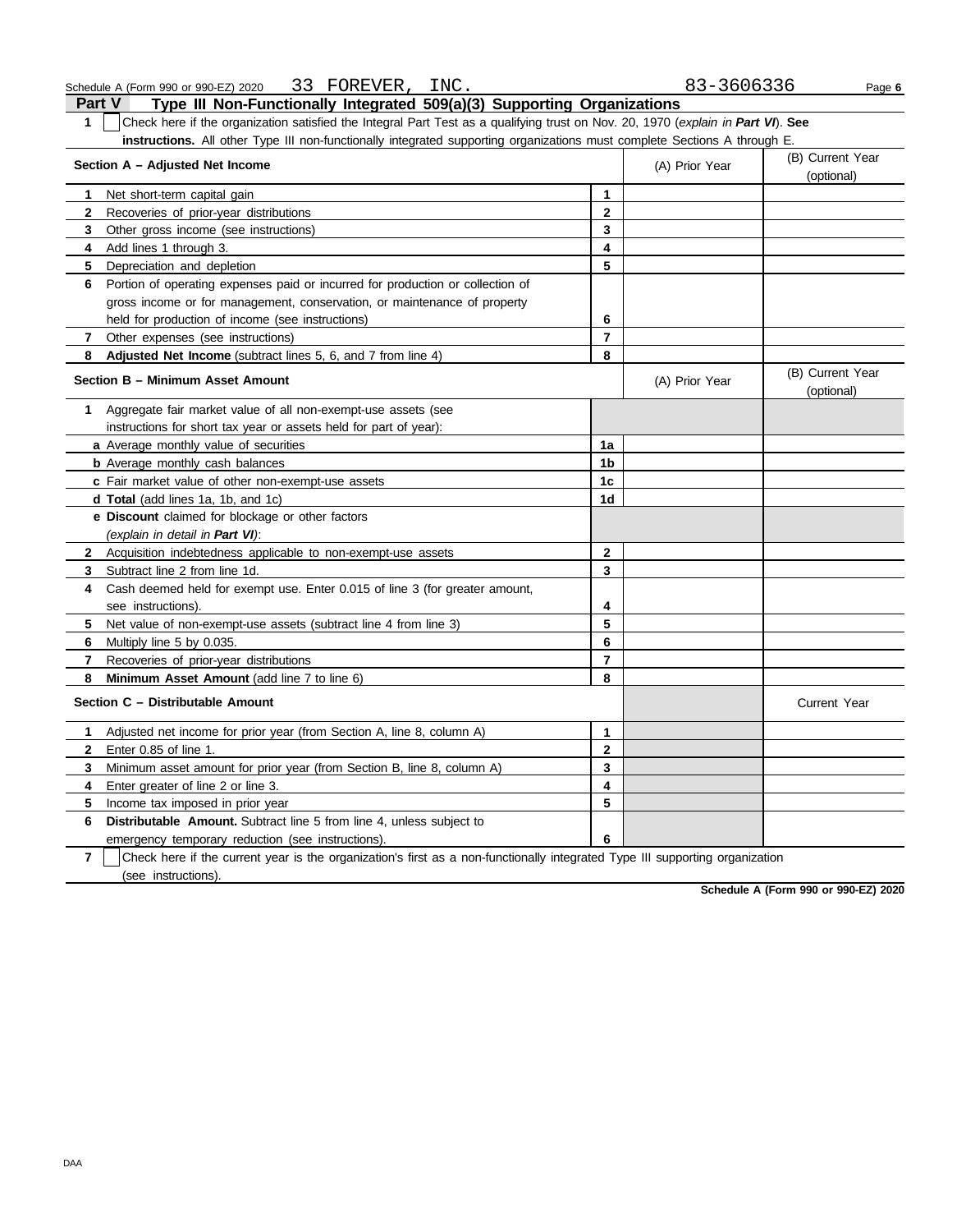Schedule A (Form 990 or 990-EZ) 2020 33 FOREVER, INC. 83-3606336 Page **6**

## Part V Type III Non-Functionally Integrated 509(a)(3) Supporting Organizations

**1** ☐ Check here if the organization satisfied the Integral Part Test as a qualifying trust on Nov. 20, 1970 (*explain in **Part VI***). **See instructions.** All other Type III non-functionally integrated supporting organizations must complete Sections A through E.

| Section A – Adjusted Net Income | | (A) Prior Year | (B) Current Year (optional) |
|---|---|---|---|
| **1** Net short-term capital gain | **1** | | |
| **2** Recoveries of prior-year distributions | **2** | | |
| **3** Other gross income (see instructions) | **3** | | |
| **4** Add lines 1 through 3. | **4** | | |
| **5** Depreciation and depletion | **5** | | |
| **6** Portion of operating expenses paid or incurred for production or collection of gross income or for management, conservation, or maintenance of property held for production of income (see instructions) | **6** | | |
| **7** Other expenses (see instructions) | **7** | | |
| **8** **Adjusted Net Income** (subtract lines 5, 6, and 7 from line 4) | **8** | | |

| Section B – Minimum Asset Amount | | (A) Prior Year | (B) Current Year (optional) |
|---|---|---|---|
| **1** Aggregate fair market value of all non-exempt-use assets (see instructions for short tax year or assets held for part of year): | | | |
| **a** Average monthly value of securities | **1a** | | |
| **b** Average monthly cash balances | **1b** | | |
| **c** Fair market value of other non-exempt-use assets | **1c** | | |
| **d** **Total** (add lines 1a, 1b, and 1c) | **1d** | | |
| **e** **Discount** claimed for blockage or other factors (*explain in detail in **Part VI***): | | | |
| **2** Acquisition indebtedness applicable to non-exempt-use assets | **2** | | |
| **3** Subtract line 2 from line 1d. | **3** | | |
| **4** Cash deemed held for exempt use. Enter 0.015 of line 3 (for greater amount, see instructions). | **4** | | |
| **5** Net value of non-exempt-use assets (subtract line 4 from line 3) | **5** | | |
| **6** Multiply line 5 by 0.035. | **6** | | |
| **7** Recoveries of prior-year distributions | **7** | | |
| **8** **Minimum Asset Amount** (add line 7 to line 6) | **8** | | |

| Section C – Distributable Amount | | | Current Year |
|---|---|---|---|
| **1** Adjusted net income for prior year (from Section A, line 8, column A) | **1** | | |
| **2** Enter 0.85 of line 1. | **2** | | |
| **3** Minimum asset amount for prior year (from Section B, line 8, column A) | **3** | | |
| **4** Enter greater of line 2 or line 3. | **4** | | |
| **5** Income tax imposed in prior year | **5** | | |
| **6** **Distributable Amount.** Subtract line 5 from line 4, unless subject to emergency temporary reduction (see instructions). | **6** | | |

**7** ☐ Check here if the current year is the organization's first as a non-functionally integrated Type III supporting organization (see instructions).

**Schedule A (Form 990 or 990-EZ) 2020**

DAA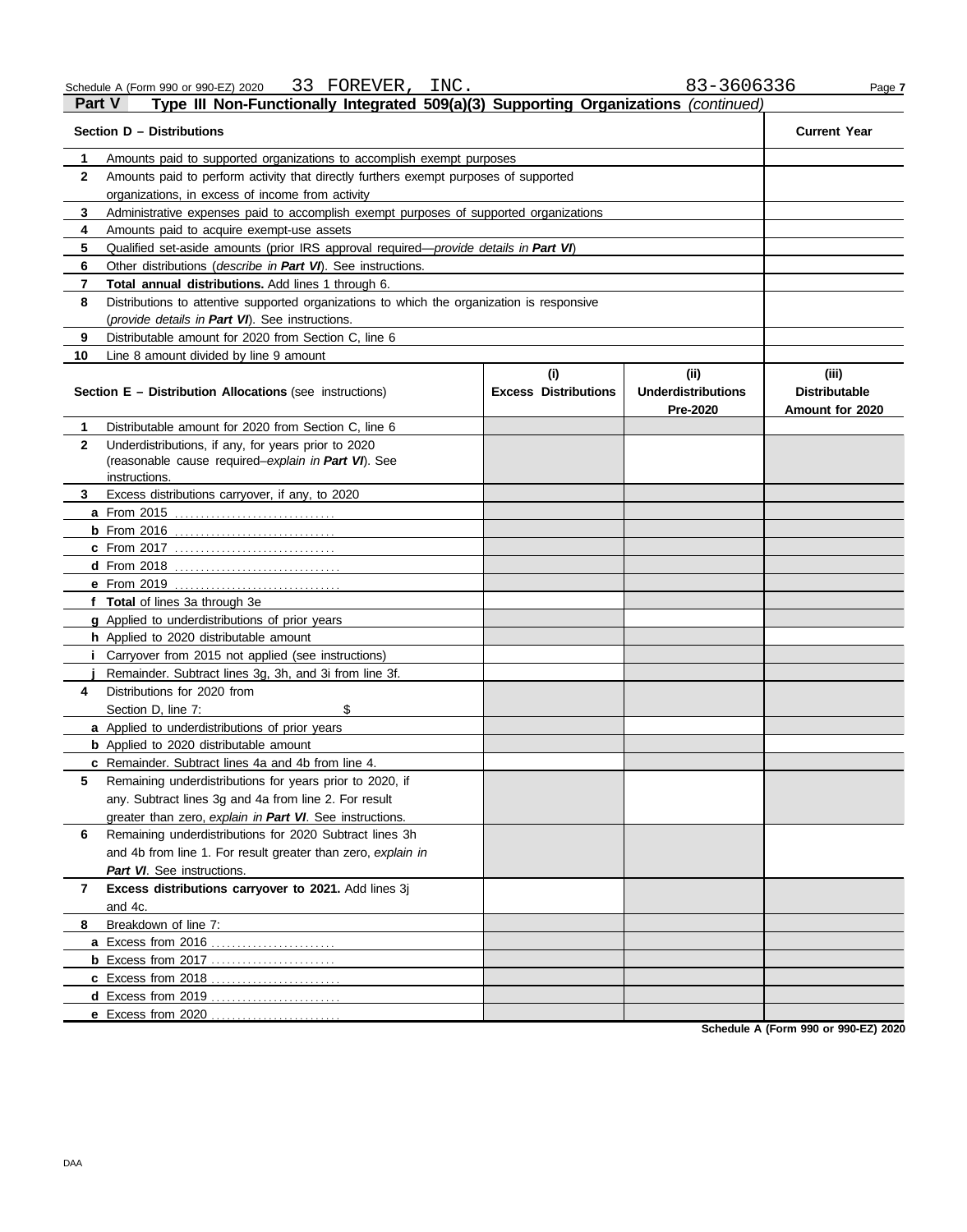Schedule A (Form 990 or 990-EZ) 2020 33 FOREVER, INC. 83-3606336

## Part V Type III Non-Functionally Integrated 509(a)(3) Supporting Organizations *(continued)*

| Section D – Distributions | Current Year |
|---|---|
| **1** Amounts paid to supported organizations to accomplish exempt purposes | |
| **2** Amounts paid to perform activity that directly furthers exempt purposes of supported organizations, in excess of income from activity | |
| **3** Administrative expenses paid to accomplish exempt purposes of supported organizations | |
| **4** Amounts paid to acquire exempt-use assets | |
| **5** Qualified set-aside amounts (prior IRS approval required—*provide details in **Part VI***) | |
| **6** Other distributions (*describe in **Part VI***). See instructions. | |
| **7** **Total annual distributions.** Add lines 1 through 6. | |
| **8** Distributions to attentive supported organizations to which the organization is responsive (*provide details in **Part VI***). See instructions. | |
| **9** Distributable amount for 2020 from Section C, line 6 | |
| **10** Line 8 amount divided by line 9 amount | |

| **Section E – Distribution Allocations** (see instructions) | (i) Excess Distributions | (ii) Underdistributions Pre-2020 | (iii) Distributable Amount for 2020 |
|---|---|---|---|
| **1** Distributable amount for 2020 from Section C, line 6 | | | |
| **2** Underdistributions, if any, for years prior to 2020 (reasonable cause required–*explain in **Part VI***). See instructions. | | | |
| **3** Excess distributions carryover, if any, to 2020 | | | |
| **a** From 2015 | | | |
| **b** From 2016 | | | |
| **c** From 2017 | | | |
| **d** From 2018 | | | |
| **e** From 2019 | | | |
| **f** **Total** of lines 3a through 3e | | | |
| **g** Applied to underdistributions of prior years | | | |
| **h** Applied to 2020 distributable amount | | | |
| **i** Carryover from 2015 not applied (see instructions) | | | |
| **j** Remainder. Subtract lines 3g, 3h, and 3i from line 3f. | | | |
| **4** Distributions for 2020 from Section D, line 7: $ | | | |
| **a** Applied to underdistributions of prior years | | | |
| **b** Applied to 2020 distributable amount | | | |
| **c** Remainder. Subtract lines 4a and 4b from line 4. | | | |
| **5** Remaining underdistributions for years prior to 2020, if any. Subtract lines 3g and 4a from line 2. For result greater than zero, *explain in **Part VI***. See instructions. | | | |
| **6** Remaining underdistributions for 2020 Subtract lines 3h and 4b from line 1. For result greater than zero, *explain in **Part VI***. See instructions. | | | |
| **7** **Excess distributions carryover to 2021.** Add lines 3j and 4c. | | | |
| **8** Breakdown of line 7: | | | |
| **a** Excess from 2016 | | | |
| **b** Excess from 2017 | | | |
| **c** Excess from 2018 | | | |
| **d** Excess from 2019 | | | |
| **e** Excess from 2020 | | | |

**Schedule A (Form 990 or 990-EZ) 2020**

DAA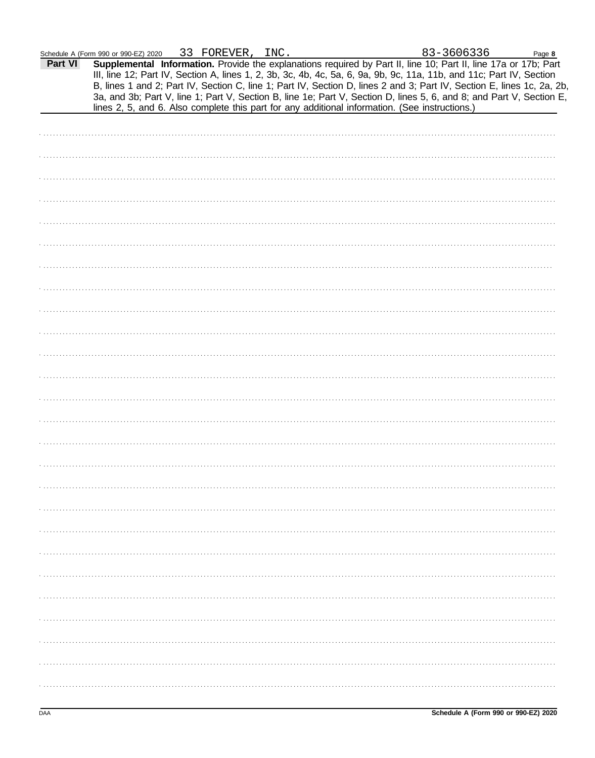Schedule A (Form 990 or 990-EZ) 2020 33 FOREVER, INC. 83-3606336

**Part VI** **Supplemental Information.** Provide the explanations required by Part II, line 10; Part II, line 17a or 17b; Part III, line 12; Part IV, Section A, lines 1, 2, 3b, 3c, 4b, 4c, 5a, 6, 9a, 9b, 9c, 11a, 11b, and 11c; Part IV, Section B, lines 1 and 2; Part IV, Section C, line 1; Part IV, Section D, lines 2 and 3; Part IV, Section E, lines 1c, 2a, 2b, 3a, and 3b; Part V, line 1; Part V, Section B, line 1e; Part V, Section D, lines 5, 6, and 8; and Part V, Section E, lines 2, 5, and 6. Also complete this part for any additional information. (See instructions.)

DAA **Schedule A (Form 990 or 990-EZ) 2020**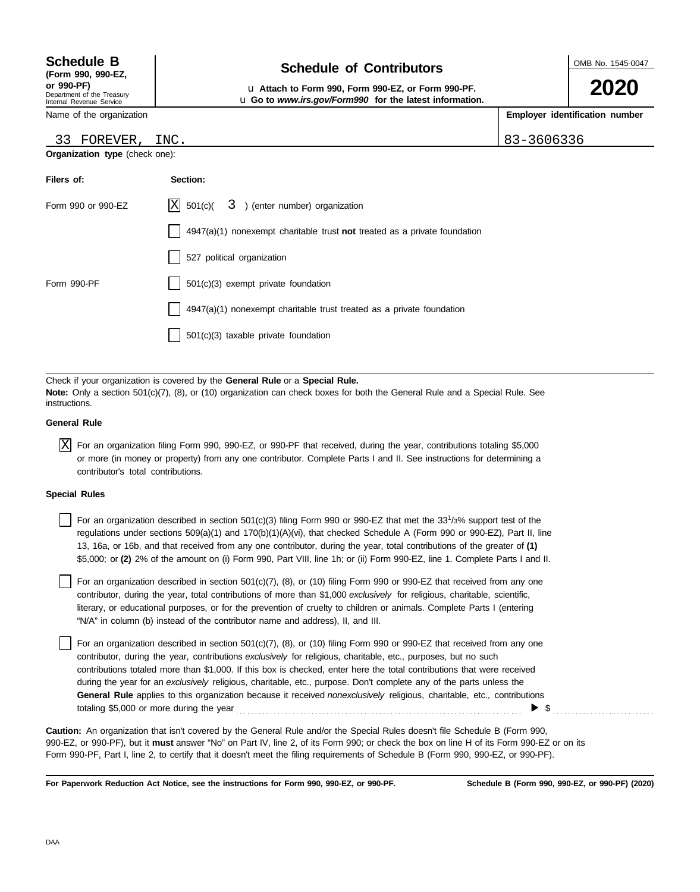**Schedule B**
**(Form 990, 990-EZ, or 990-PF)**
Department of the Treasury
Internal Revenue Service

# Schedule of Contributors

u **Attach to Form 990, Form 990-EZ, or Form 990-PF.**
u **Go to *www.irs.gov/Form990* for the latest information.**

OMB No. 1545-0047

**2020**

| Name of the organization | **Employer identification number** |
|---|---|
| 33 FOREVER, INC. | 83-3606336 |

**Organization type** (check one):

| **Filers of:** | **Section:** |
|---|---|
| Form 990 or 990-EZ | [X] 501(c)( 3 ) (enter number) organization |
| | [ ] 4947(a)(1) nonexempt charitable trust **not** treated as a private foundation |
| | [ ] 527 political organization |
| Form 990-PF | [ ] 501(c)(3) exempt private foundation |
| | [ ] 4947(a)(1) nonexempt charitable trust treated as a private foundation |
| | [ ] 501(c)(3) taxable private foundation |

Check if your organization is covered by the **General Rule** or a **Special Rule.**
**Note:** Only a section 501(c)(7), (8), or (10) organization can check boxes for both the General Rule and a Special Rule. See instructions.

**General Rule**

[X] For an organization filing Form 990, 990-EZ, or 990-PF that received, during the year, contributions totaling $5,000 or more (in money or property) from any one contributor. Complete Parts I and II. See instructions for determining a contributor's total contributions.

**Special Rules**

[ ] For an organization described in section 501(c)(3) filing Form 990 or 990-EZ that met the $33^{1}/_{3}$% support test of the regulations under sections 509(a)(1) and 170(b)(1)(A)(vi), that checked Schedule A (Form 990 or 990-EZ), Part II, line 13, 16a, or 16b, and that received from any one contributor, during the year, total contributions of the greater of **(1)** $5,000; or **(2)** 2% of the amount on (i) Form 990, Part VIII, line 1h; or (ii) Form 990-EZ, line 1. Complete Parts I and II.

[ ] For an organization described in section 501(c)(7), (8), or (10) filing Form 990 or 990-EZ that received from any one contributor, during the year, total contributions of more than $1,000 *exclusively* for religious, charitable, scientific, literary, or educational purposes, or for the prevention of cruelty to children or animals. Complete Parts I (entering "N/A" in column (b) instead of the contributor name and address), II, and III.

[ ] For an organization described in section 501(c)(7), (8), or (10) filing Form 990 or 990-EZ that received from any one contributor, during the year, contributions *exclusively* for religious, charitable, etc., purposes, but no such contributions totaled more than $1,000. If this box is checked, enter here the total contributions that were received during the year for an *exclusively* religious, charitable, etc., purpose. Don't complete any of the parts unless the **General Rule** applies to this organization because it received *nonexclusively* religious, charitable, etc., contributions totaling $5,000 or more during the year . . . . . . . . . . . . . . . . . . . . . . . . . ▶ $ . . . . . . . . . . . . . . . .

**Caution:** An organization that isn't covered by the General Rule and/or the Special Rules doesn't file Schedule B (Form 990, 990-EZ, or 990-PF), but it **must** answer "No" on Part IV, line 2, of its Form 990; or check the box on line H of its Form 990-EZ or on its Form 990-PF, Part I, line 2, to certify that it doesn't meet the filing requirements of Schedule B (Form 990, 990-EZ, or 990-PF).

**For Paperwork Reduction Act Notice, see the instructions for Form 990, 990-EZ, or 990-PF.** **Schedule B (Form 990, 990-EZ, or 990-PF) (2020)**

DAA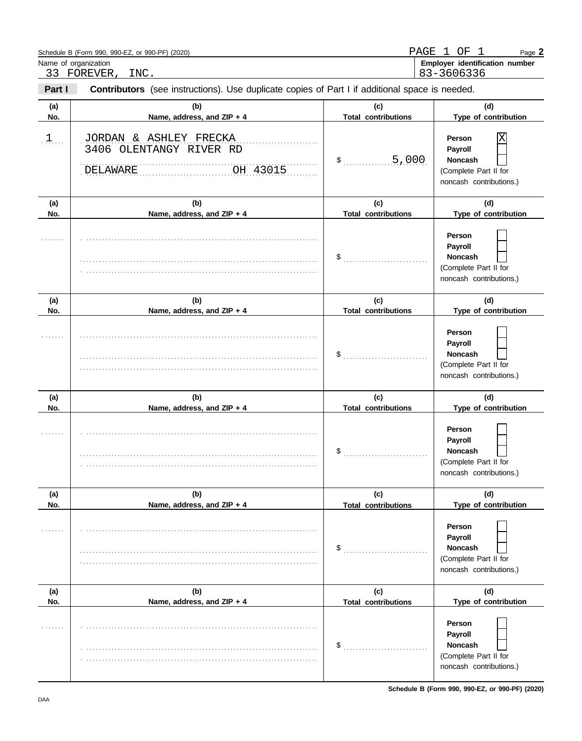Name of organization: 33 FOREVER, INC.

Employer identification number: 83-3606336

**Part I** **Contributors** (see instructions). Use duplicate copies of Part I if additional space is needed.

| (a) No. | (b) Name, address, and ZIP + 4 | (c) Total contributions | (d) Type of contribution |
|---|---|---|---|
| 1 | JORDAN & ASHLEY FRECKA<br>3406 OLENTANGY RIVER RD<br>DELAWARE OH 43015 | $ 5,000 | Person [X]<br>Payroll [ ]<br>Noncash [ ]<br>(Complete Part II for noncash contributions.) |
| | | $ | Person [ ]<br>Payroll [ ]<br>Noncash [ ]<br>(Complete Part II for noncash contributions.) |
| | | $ | Person [ ]<br>Payroll [ ]<br>Noncash [ ]<br>(Complete Part II for noncash contributions.) |
| | | $ | Person [ ]<br>Payroll [ ]<br>Noncash [ ]<br>(Complete Part II for noncash contributions.) |
| | | $ | Person [ ]<br>Payroll [ ]<br>Noncash [ ]<br>(Complete Part II for noncash contributions.) |
| | | $ | Person [ ]<br>Payroll [ ]<br>Noncash [ ]<br>(Complete Part II for noncash contributions.) |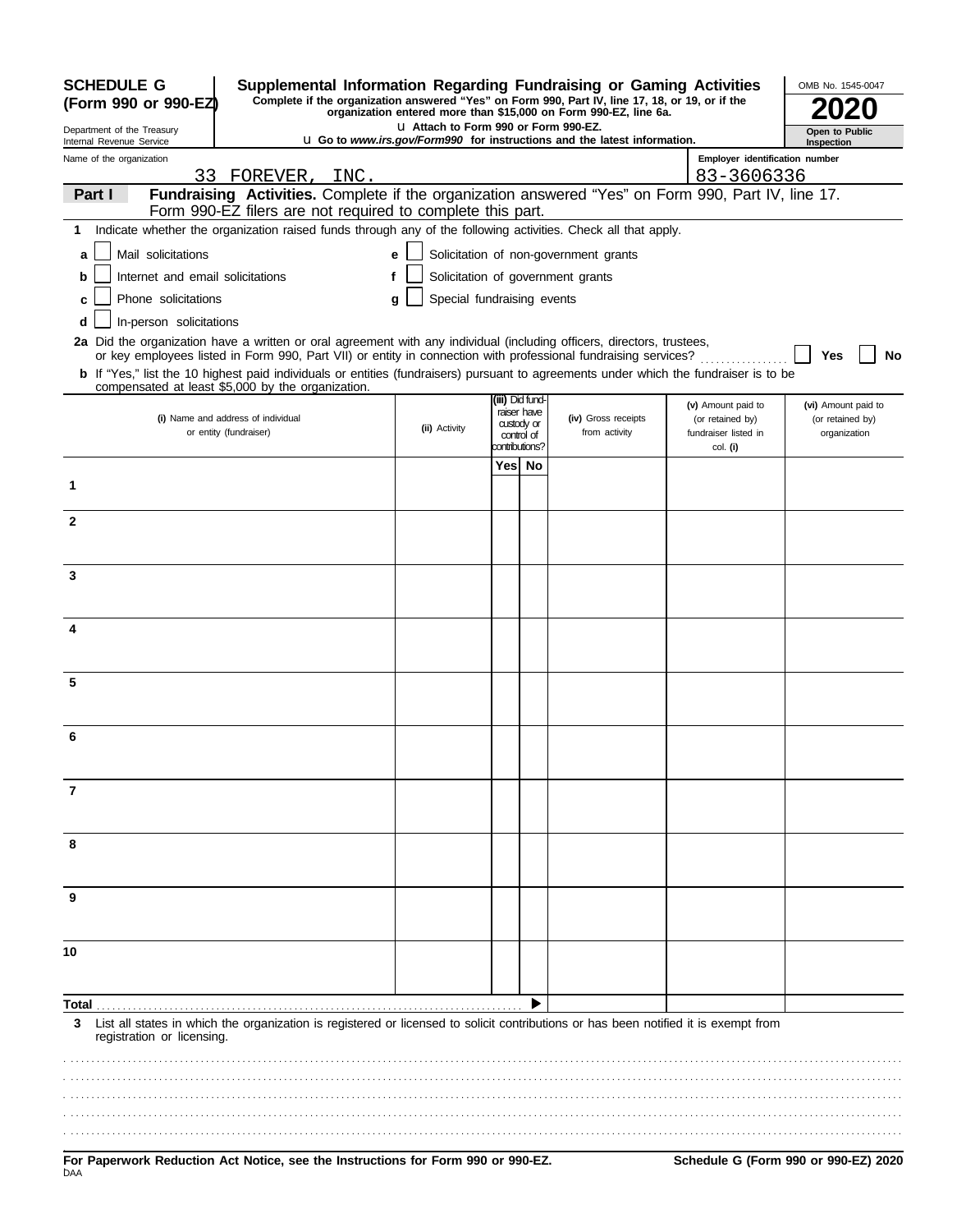**SCHEDULE G (Form 990 or 990-EZ)**

Department of the Treasury
Internal Revenue Service

# Supplemental Information Regarding Fundraising or Gaming Activities

**Complete if the organization answered "Yes" on Form 990, Part IV, line 17, 18, or 19, or if the organization entered more than $15,000 on Form 990-EZ, line 6a.**

**u Attach to Form 990 or Form 990-EZ.**

**u Go to *www.irs.gov/Form990* for instructions and the latest information.**

OMB No. 1545-0047

**2020**

**Open to Public Inspection**

Name of the organization: 33 FOREVER, INC.

Employer identification number: 83-3606336

**Part I** **Fundraising Activities.** Complete if the organization answered "Yes" on Form 990, Part IV, line 17. Form 990-EZ filers are not required to complete this part.

**1** Indicate whether the organization raised funds through any of the following activities. Check all that apply.

- **a** ☐ Mail solicitations
- **b** ☐ Internet and email solicitations
- **c** ☐ Phone solicitations
- **d** ☐ In-person solicitations
- **e** ☐ Solicitation of non-government grants
- **f** ☐ Solicitation of government grants
- **g** ☐ Special fundraising events

**2a** Did the organization have a written or oral agreement with any individual (including officers, directors, trustees, or key employees listed in Form 990, Part VII) or entity in connection with professional fundraising services? ☐ **Yes** ☐ **No**

**b** If "Yes," list the 10 highest paid individuals or entities (fundraisers) pursuant to agreements under which the fundraiser is to be compensated at least $5,000 by the organization.

| | (i) Name and address of individual or entity (fundraiser) | (ii) Activity | (iii) Did fundraiser have custody or control of contributions? Yes | No | (iv) Gross receipts from activity | (v) Amount paid to (or retained by) fundraiser listed in col. (i) | (vi) Amount paid to (or retained by) organization |
|---|---|---|---|---|---|---|---|
| 1 | | | | | | | |
| 2 | | | | | | | |
| 3 | | | | | | | |
| 4 | | | | | | | |
| 5 | | | | | | | |
| 6 | | | | | | | |
| 7 | | | | | | | |
| 8 | | | | | | | |
| 9 | | | | | | | |
| 10 | | | | | | | |
| **Total** | | | | ▶ | | | |

**3** List all states in which the organization is registered or licensed to solicit contributions or has been notified it is exempt from registration or licensing.

**For Paperwork Reduction Act Notice, see the Instructions for Form 990 or 990-EZ.** **Schedule G (Form 990 or 990-EZ) 2020**

DAA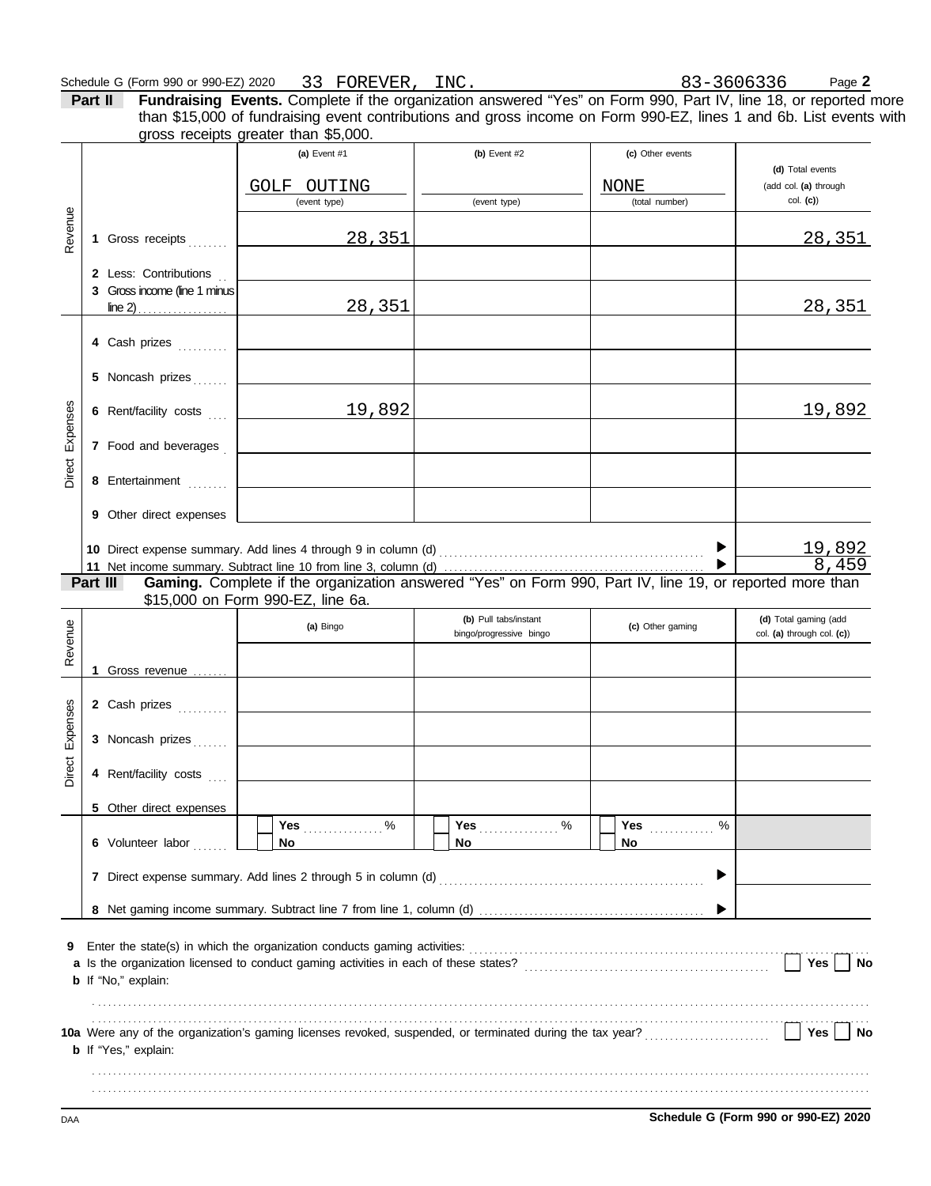Schedule G (Form 990 or 990-EZ) 2020 33 FOREVER, INC. 83-3606336

**Part II Fundraising Events.** Complete if the organization answered "Yes" on Form 990, Part IV, line 18, or reported more than $15,000 of fundraising event contributions and gross income on Form 990-EZ, lines 1 and 6b. List events with gross receipts greater than $5,000.

| | | (a) Event #1 | (b) Event #2 | (c) Other events | (d) Total events (add col. (a) through col. (c)) |
|---|---|---|---|---|---|
| | | GOLF OUTING (event type) | (event type) | NONE (total number) | |
| Revenue | 1 Gross receipts | 28,351 | | | 28,351 |
| | 2 Less: Contributions | | | | |
| | 3 Gross income (line 1 minus line 2) | 28,351 | | | 28,351 |
| Direct Expenses | 4 Cash prizes | | | | |
| | 5 Noncash prizes | | | | |
| | 6 Rent/facility costs | 19,892 | | | 19,892 |
| | 7 Food and beverages | | | | |
| | 8 Entertainment | | | | |
| | 9 Other direct expenses | | | | |
| | 10 Direct expense summary. Add lines 4 through 9 in column (d) | | | | 19,892 |
| | 11 Net income summary. Subtract line 10 from line 3, column (d) | | | | 8,459 |

**Part III Gaming.** Complete if the organization answered "Yes" on Form 990, Part IV, line 19, or reported more than $15,000 on Form 990-EZ, line 6a.

| | | (a) Bingo | (b) Pull tabs/instant bingo/progressive bingo | (c) Other gaming | (d) Total gaming (add col. (a) through col. (c)) |
|---|---|---|---|---|---|
| Revenue | 1 Gross revenue | | | | |
| Direct Expenses | 2 Cash prizes | | | | |
| | 3 Noncash prizes | | | | |
| | 4 Rent/facility costs | | | | |
| | 5 Other direct expenses | | | | |
| | 6 Volunteer labor | Yes ....... % / No | Yes ....... % / No | Yes ....... % / No | |
| | 7 Direct expense summary. Add lines 2 through 5 in column (d) | | | | |
| | 8 Net gaming income summary. Subtract line 7 from line 1, column (d) | | | | |

9 Enter the state(s) in which the organization conducts gaming activities:

a Is the organization licensed to conduct gaming activities in each of these states? Yes No

b If "No," explain:

10a Were any of the organization's gaming licenses revoked, suspended, or terminated during the tax year? Yes No

b If "Yes," explain:

Schedule G (Form 990 or 990-EZ) 2020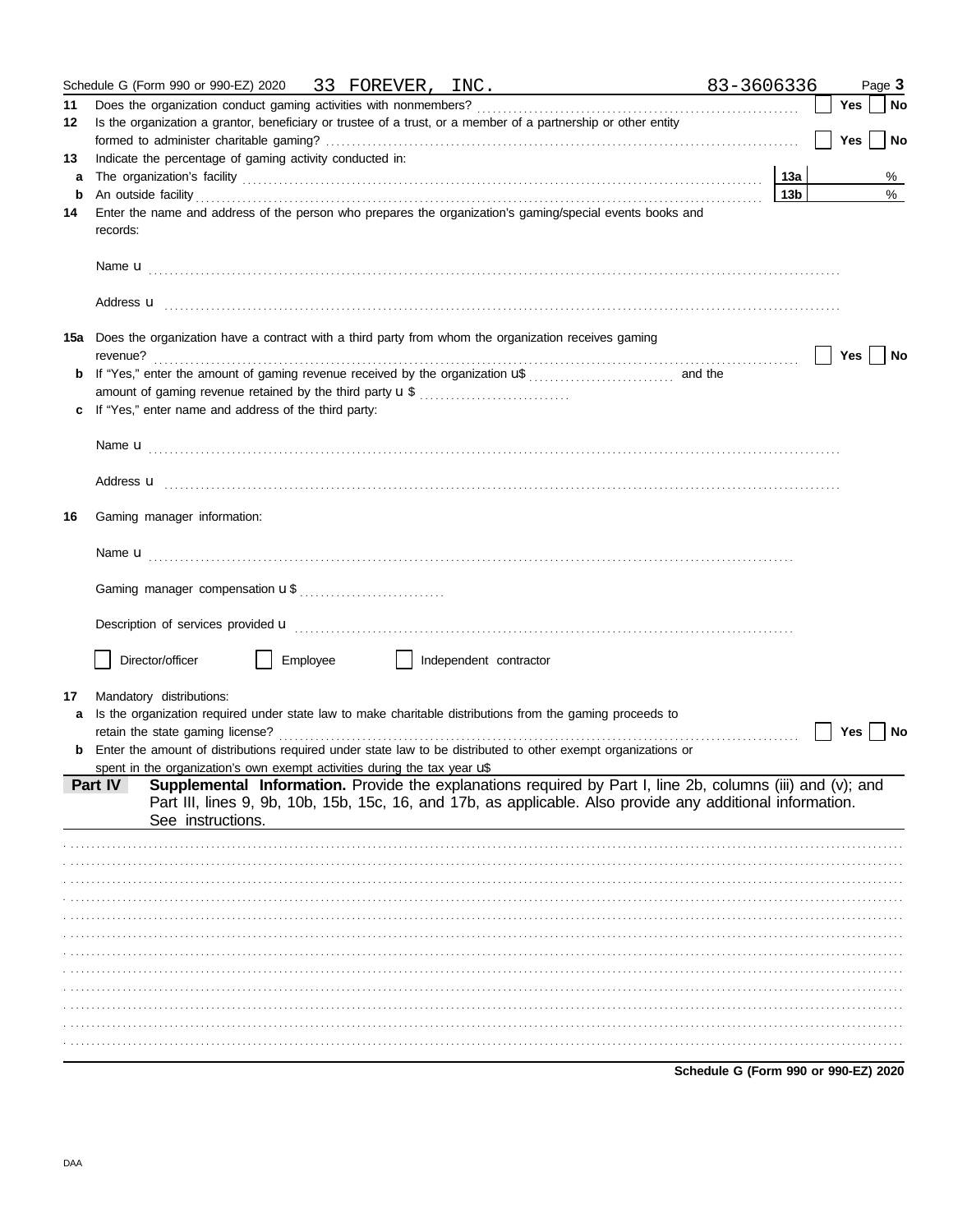Schedule G (Form 990 or 990-EZ) 2020 33 FOREVER, INC. 83-3606336 Page **3**

**11** Does the organization conduct gaming activities with nonmembers? ☐ **Yes** ☐ **No**

**12** Is the organization a grantor, beneficiary or trustee of a trust, or a member of a partnership or other entity formed to administer charitable gaming? ☐ **Yes** ☐ **No**

**13** Indicate the percentage of gaming activity conducted in:

**a** The organization's facility **13a** %

**b** An outside facility **13b** %

**14** Enter the name and address of the person who prepares the organization's gaming/special events books and records:

Name u

Address u

**15a** Does the organization have a contract with a third party from whom the organization receives gaming revenue? ☐ **Yes** ☐ **No**

**b** If "Yes," enter the amount of gaming revenue received by the organization u$ and the amount of gaming revenue retained by the third party u $

**c** If "Yes," enter name and address of the third party:

Name u

Address u

**16** Gaming manager information:

Name u

Gaming manager compensation u $

Description of services provided u

☐ Director/officer ☐ Employee ☐ Independent contractor

**17** Mandatory distributions:

**a** Is the organization required under state law to make charitable distributions from the gaming proceeds to retain the state gaming license? ☐ **Yes** ☐ **No**

**b** Enter the amount of distributions required under state law to be distributed to other exempt organizations or spent in the organization's own exempt activities during the tax year u$

**Part IV** **Supplemental Information.** Provide the explanations required by Part I, line 2b, columns (iii) and (v); and Part III, lines 9, 9b, 10b, 15b, 15c, 16, and 17b, as applicable. Also provide any additional information. See instructions.

**Schedule G (Form 990 or 990-EZ) 2020**

DAA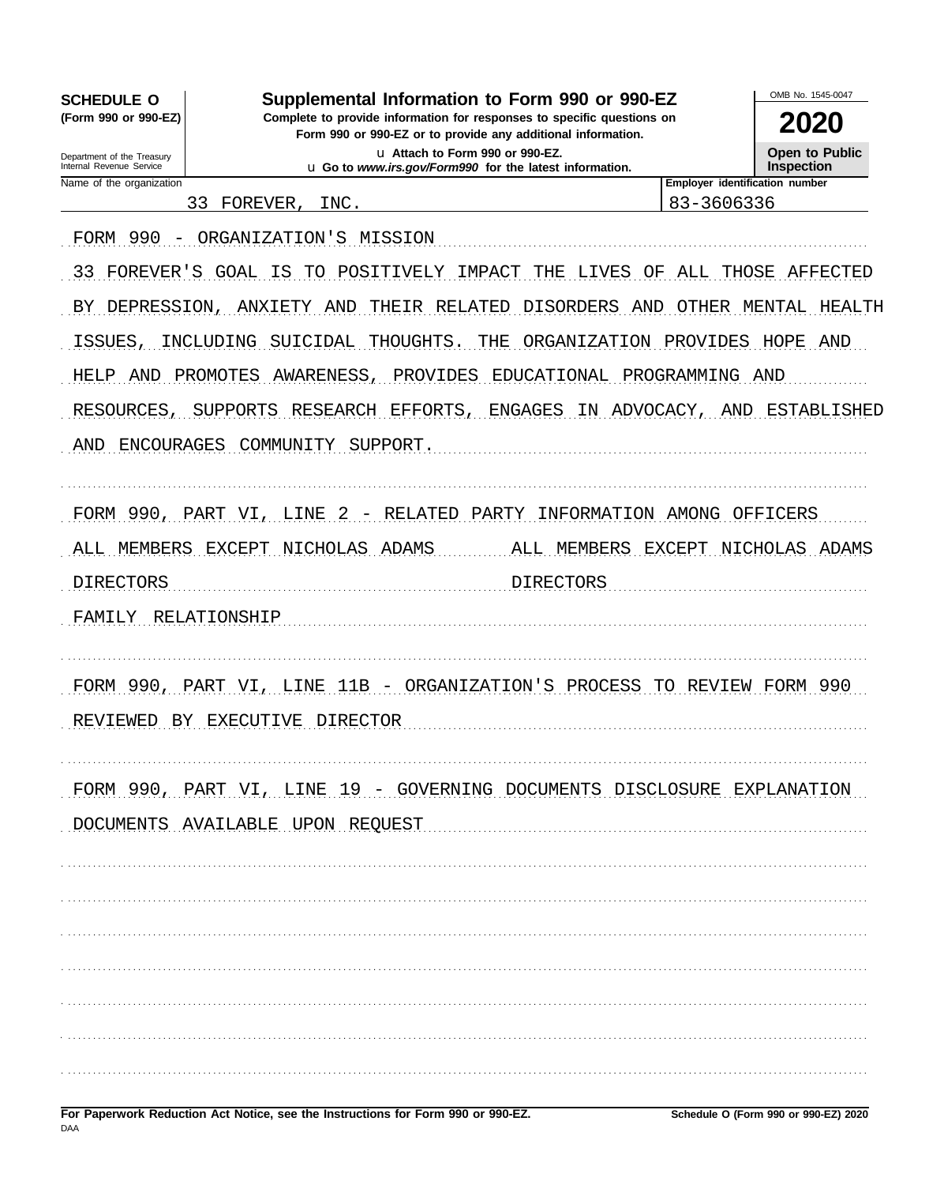**SCHEDULE O**
**(Form 990 or 990-EZ)**

Department of the Treasury
Internal Revenue Service

# Supplemental Information to Form 990 or 990-EZ

**Complete to provide information for responses to specific questions on Form 990 or 990-EZ or to provide any additional information.**

u Attach to Form 990 or 990-EZ.
u Go to *www.irs.gov/Form990* for the latest information.

OMB No. 1545-0047

**2020**

**Open to Public Inspection**

| Name of the organization | Employer identification number |
|---|---|
| 33 FOREVER, INC. | 83-3606336 |

FORM 990 - ORGANIZATION'S MISSION

33 FOREVER'S GOAL IS TO POSITIVELY IMPACT THE LIVES OF ALL THOSE AFFECTED BY DEPRESSION, ANXIETY AND THEIR RELATED DISORDERS AND OTHER MENTAL HEALTH ISSUES, INCLUDING SUICIDAL THOUGHTS. THE ORGANIZATION PROVIDES HOPE AND HELP AND PROMOTES AWARENESS, PROVIDES EDUCATIONAL PROGRAMMING AND RESOURCES, SUPPORTS RESEARCH EFFORTS, ENGAGES IN ADVOCACY, AND ESTABLISHED AND ENCOURAGES COMMUNITY SUPPORT.

FORM 990, PART VI, LINE 2 - RELATED PARTY INFORMATION AMONG OFFICERS

| ALL MEMBERS EXCEPT NICHOLAS ADAMS | ALL MEMBERS EXCEPT NICHOLAS ADAMS |
|---|---|
| DIRECTORS | DIRECTORS |

FAMILY RELATIONSHIP

FORM 990, PART VI, LINE 11B - ORGANIZATION'S PROCESS TO REVIEW FORM 990

REVIEWED BY EXECUTIVE DIRECTOR

FORM 990, PART VI, LINE 19 - GOVERNING DOCUMENTS DISCLOSURE EXPLANATION

DOCUMENTS AVAILABLE UPON REQUEST

**For Paperwork Reduction Act Notice, see the Instructions for Form 990 or 990-EZ.** **Schedule O (Form 990 or 990-EZ) 2020**

DAA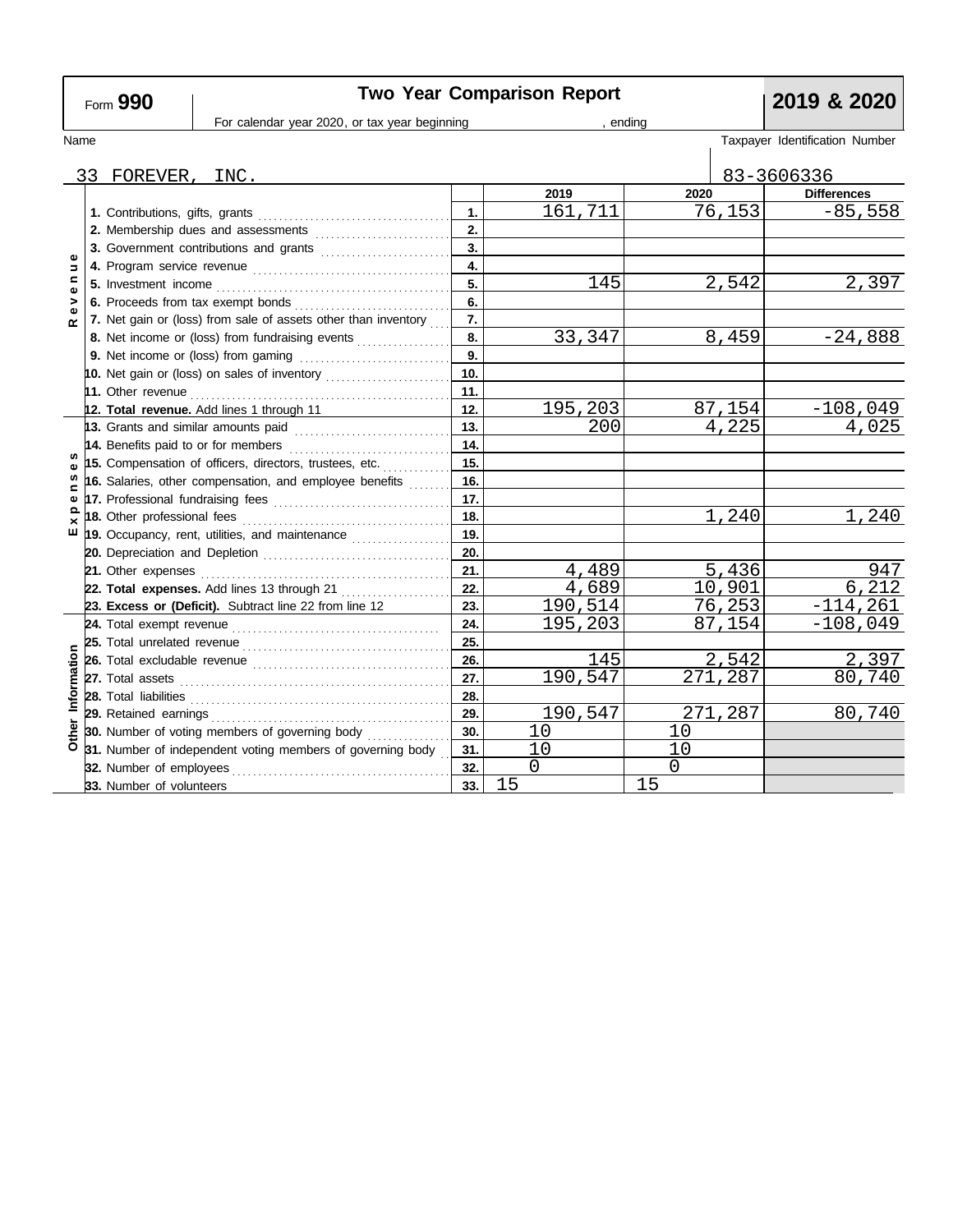Form **990**

# Two Year Comparison Report

**2019 & 2020**

For calendar year 2020, or tax year beginning , ending

| Name | Taxpayer Identification Number |
|---|---|
| 33 FOREVER, INC. | 83-3606336 |

| Section | Line | No. | 2019 | 2020 | Differences |
|---|---|---|---|---|---|
| Revenue | **1.** Contributions, gifts, grants | 1. | 161,711 | 76,153 | -85,558 |
| | **2.** Membership dues and assessments | 2. | | | |
| | **3.** Government contributions and grants | 3. | | | |
| | **4.** Program service revenue | 4. | | | |
| | **5.** Investment income | 5. | 145 | 2,542 | 2,397 |
| | **6.** Proceeds from tax exempt bonds | 6. | | | |
| | **7.** Net gain or (loss) from sale of assets other than inventory | 7. | | | |
| | **8.** Net income or (loss) from fundraising events | 8. | 33,347 | 8,459 | -24,888 |
| | **9.** Net income or (loss) from gaming | 9. | | | |
| | **10.** Net gain or (loss) on sales of inventory | 10. | | | |
| | **11.** Other revenue | 11. | | | |
| | **12. Total revenue.** Add lines 1 through 11 | 12. | 195,203 | 87,154 | -108,049 |
| Expenses | **13.** Grants and similar amounts paid | 13. | 200 | 4,225 | 4,025 |
| | **14.** Benefits paid to or for members | 14. | | | |
| | **15.** Compensation of officers, directors, trustees, etc. | 15. | | | |
| | **16.** Salaries, other compensation, and employee benefits | 16. | | | |
| | **17.** Professional fundraising fees | 17. | | | |
| | **18.** Other professional fees | 18. | | 1,240 | 1,240 |
| | **19.** Occupancy, rent, utilities, and maintenance | 19. | | | |
| | **20.** Depreciation and Depletion | 20. | | | |
| | **21.** Other expenses | 21. | 4,489 | 5,436 | 947 |
| | **22. Total expenses.** Add lines 13 through 21 | 22. | 4,689 | 10,901 | 6,212 |
| | **23. Excess or (Deficit).** Subtract line 22 from line 12 | 23. | 190,514 | 76,253 | -114,261 |
| Other Information | **24.** Total exempt revenue | 24. | 195,203 | 87,154 | -108,049 |
| | **25.** Total unrelated revenue | 25. | | | |
| | **26.** Total excludable revenue | 26. | 145 | 2,542 | 2,397 |
| | **27.** Total assets | 27. | 190,547 | 271,287 | 80,740 |
| | **28.** Total liabilities | 28. | | | |
| | **29.** Retained earnings | 29. | 190,547 | 271,287 | 80,740 |
| | **30.** Number of voting members of governing body | 30. | 10 | 10 | |
| | **31.** Number of independent voting members of governing body | 31. | 10 | 10 | |
| | **32.** Number of employees | 32. | 0 | 0 | |
| | **33.** Number of volunteers | 33. | 15 | 15 | |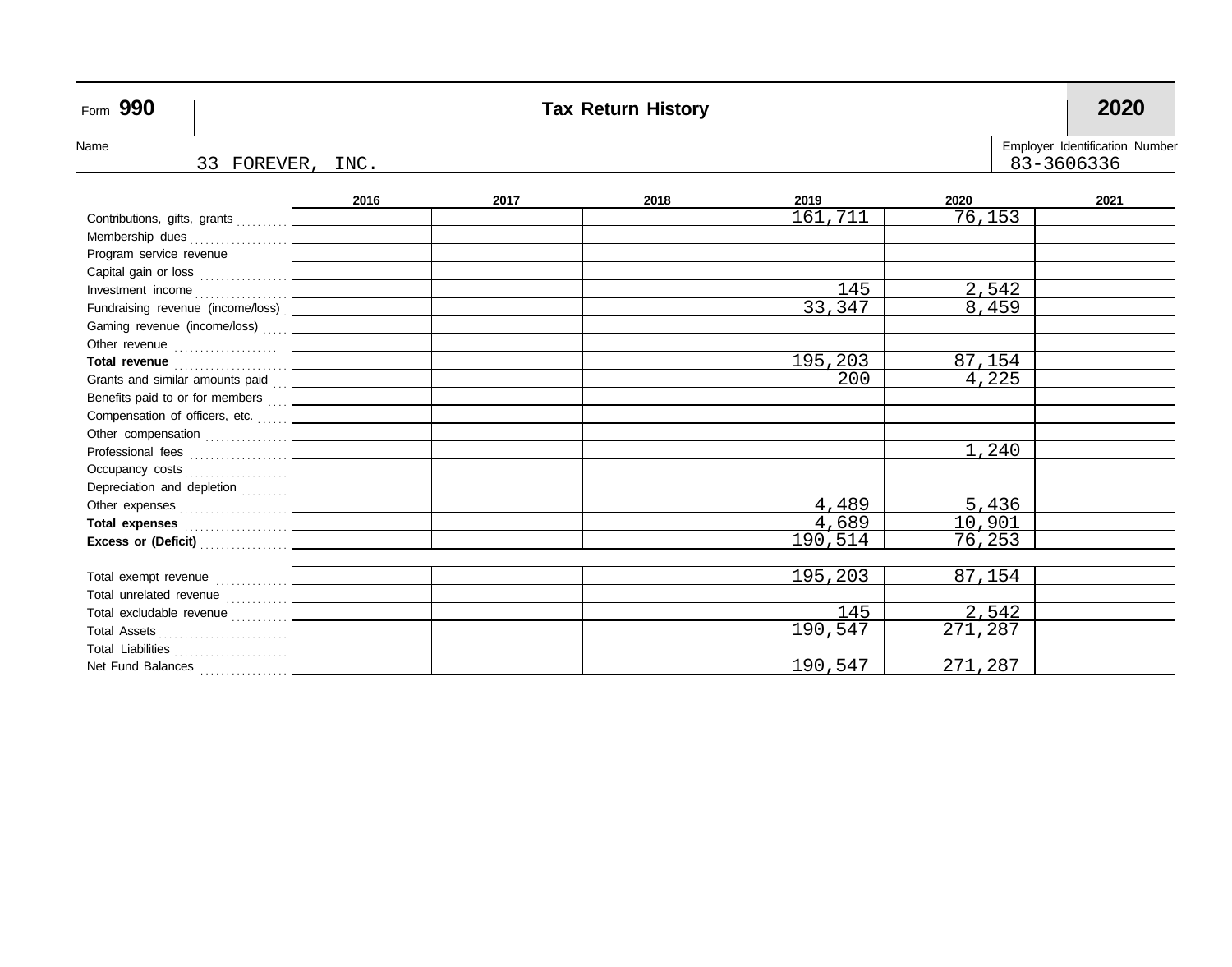Form **990** | **Tax Return History** | **2020**

Name: 33 FOREVER, INC.

Employer Identification Number: 83-3606336

| | 2016 | 2017 | 2018 | 2019 | 2020 | 2021 |
|---|---|---|---|---|---|---|
| Contributions, gifts, grants | | | | 161,711 | 76,153 | |
| Membership dues | | | | | | |
| Program service revenue | | | | | | |
| Capital gain or loss | | | | | | |
| Investment income | | | | 145 | 2,542 | |
| Fundraising revenue (income/loss) | | | | 33,347 | 8,459 | |
| Gaming revenue (income/loss) | | | | | | |
| Other revenue | | | | | | |
| **Total revenue** | | | | 195,203 | 87,154 | |
| Grants and similar amounts paid | | | | 200 | 4,225 | |
| Benefits paid to or for members | | | | | | |
| Compensation of officers, etc. | | | | | | |
| Other compensation | | | | | | |
| Professional fees | | | | | 1,240 | |
| Occupancy costs | | | | | | |
| Depreciation and depletion | | | | | | |
| Other expenses | | | | 4,489 | 5,436 | |
| **Total expenses** | | | | 4,689 | 10,901 | |
| **Excess or (Deficit)** | | | | 190,514 | 76,253 | |
| | | | | | | |
| Total exempt revenue | | | | 195,203 | 87,154 | |
| Total unrelated revenue | | | | | | |
| Total excludable revenue | | | | 145 | 2,542 | |
| Total Assets | | | | 190,547 | 271,287 | |
| Total Liabilities | | | | | | |
| Net Fund Balances | | | | 190,547 | 271,287 | |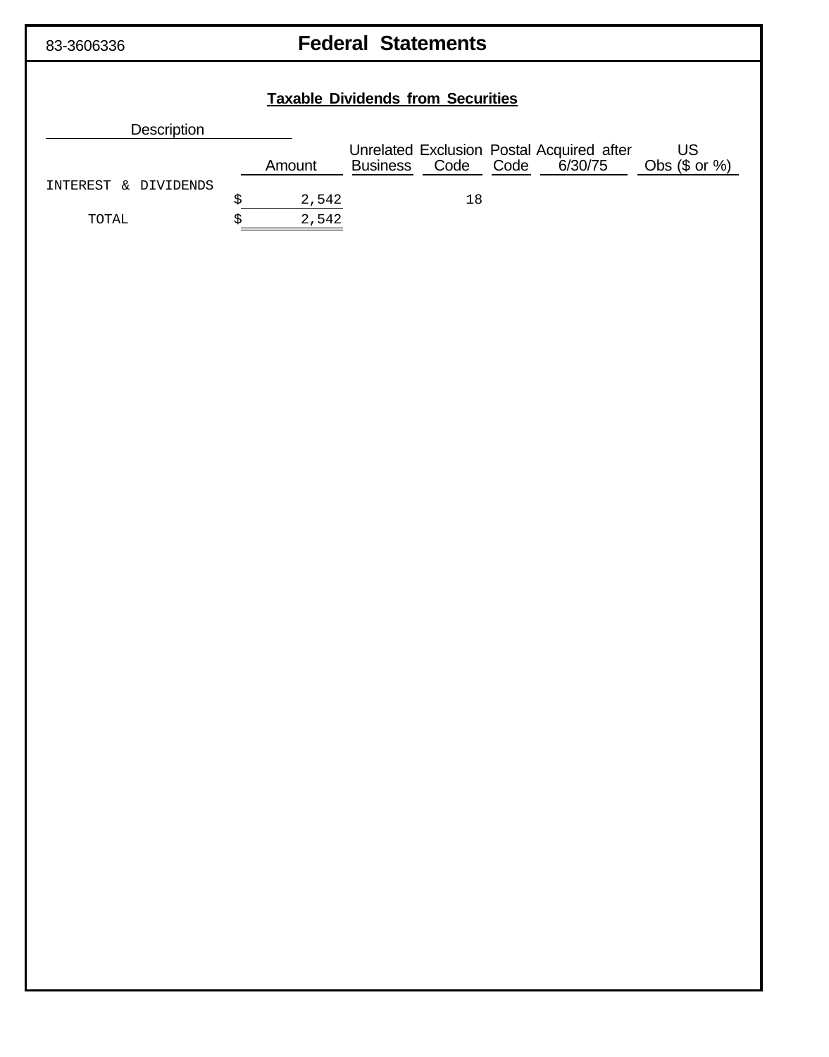83-3606336

# Federal Statements

## Taxable Dividends from Securities

| Description | Amount | Unrelated Business | Exclusion Code | Postal Code | Acquired after 6/30/75 | US Obs ($ or %) |
|---|---|---|---|---|---|---|
| INTEREST & DIVIDENDS | $ 2,542 | | 18 | | | |
| TOTAL | $ 2,542 | | | | | |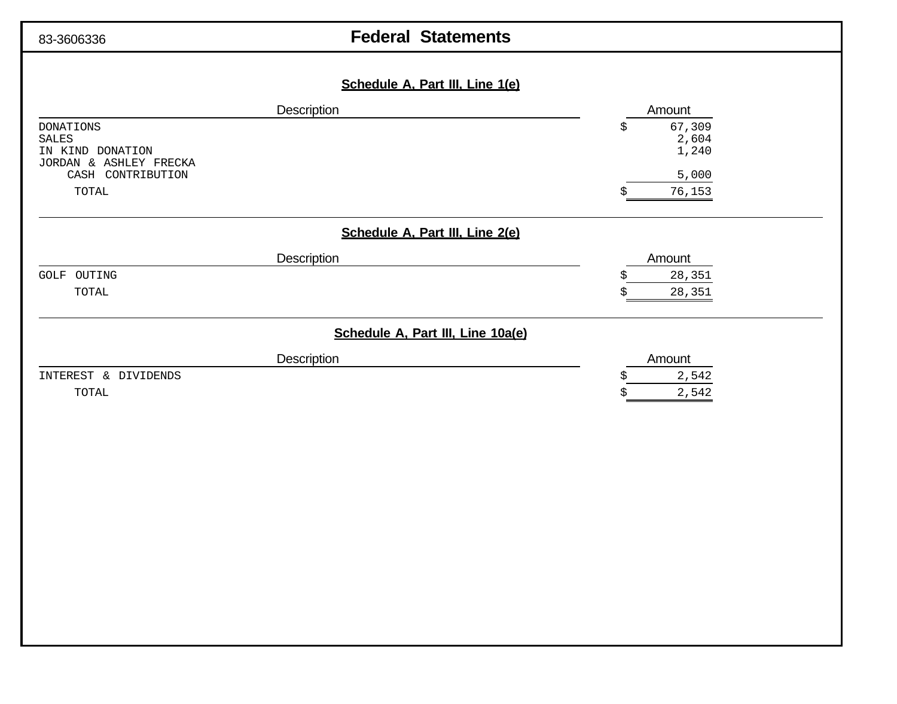83-3606336

# Federal Statements

## Schedule A, Part III, Line 1(e)

| Description | Amount |
| --- | --- |
| DONATIONS | $ 67,309 |
| SALES | 2,604 |
| IN KIND DONATION | 1,240 |
| JORDAN & ASHLEY FRECKA CASH CONTRIBUTION | 5,000 |
| TOTAL | $ 76,153 |

## Schedule A, Part III, Line 2(e)

| Description | Amount |
| --- | --- |
| GOLF OUTING | $ 28,351 |
| TOTAL | $ 28,351 |

## Schedule A, Part III, Line 10a(e)

| Description | Amount |
| --- | --- |
| INTEREST & DIVIDENDS | $ 2,542 |
| TOTAL | $ 2,542 |